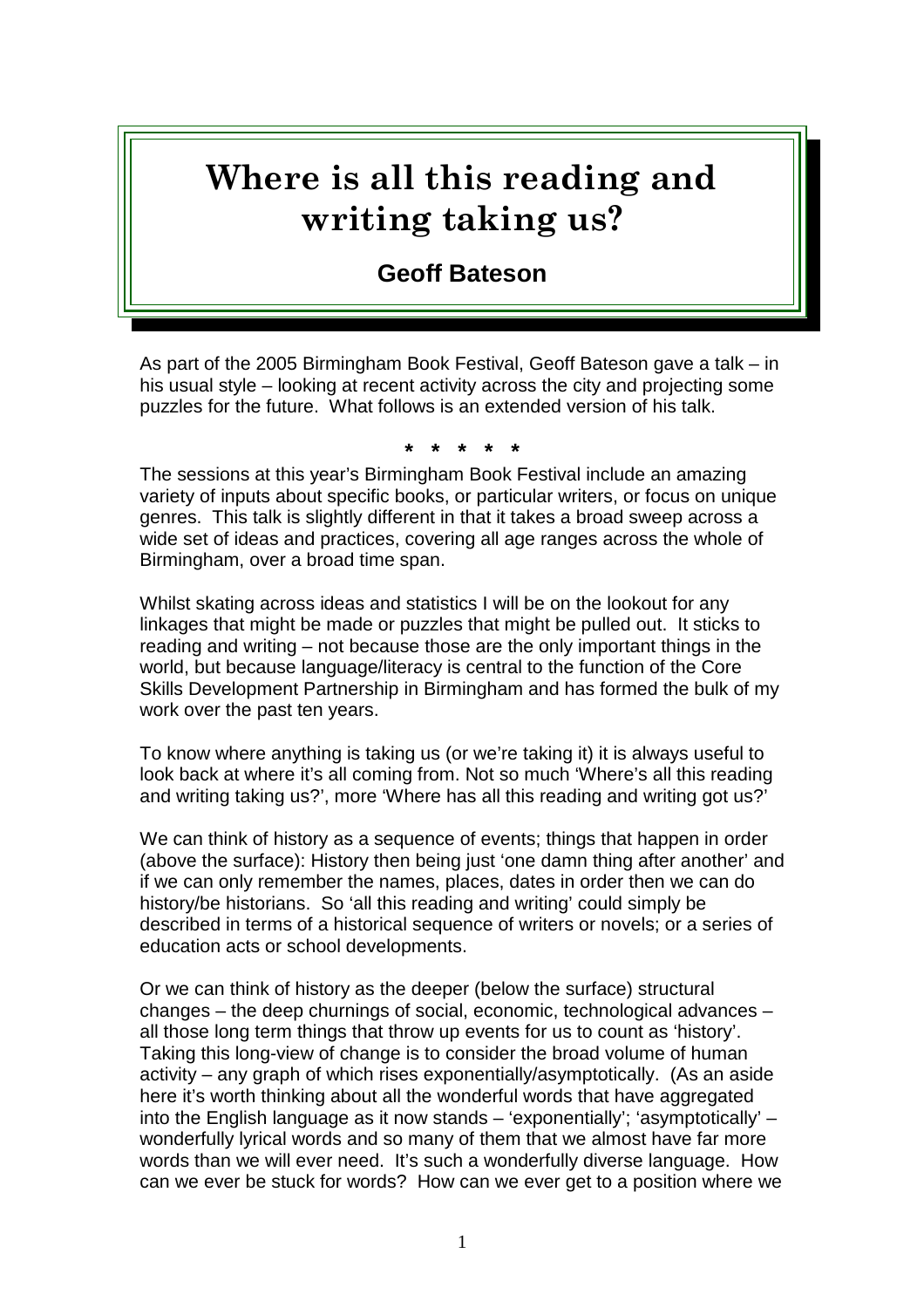# Where is all this reading and writing taking us?

**Geoff Bateson**

As part of the 2005 Birmingham Book Festival, Geoff Bateson gave a talk – in his usual style – looking at recent activity across the city and projecting some puzzles for the future. What follows is an extended version of his talk.

\* \* \* \* \*

The sessions at this year's Birmingham Book Festival include an amazing variety of inputs about specific books, or particular writers, or focus on unique genres. This talk is slightly different in that it takes a broad sweep across a wide set of ideas and practices, covering all age ranges across the whole of Birmingham, over a broad time span.

Whilst skating across ideas and statistics I will be on the lookout for any linkages that might be made or puzzles that might be pulled out. It sticks to reading and writing – not because those are the only important things in the world, but because language/literacy is central to the function of the Core Skills Development Partnership in Birmingham and has formed the bulk of my work over the past ten years.

To know where anything is taking us (or we're taking it) it is always useful to look back at where it's all coming from. Not so much 'Where's all this reading and writing taking us?', more 'Where has all this reading and writing got us?'

We can think of history as a sequence of events; things that happen in order (above the surface): History then being just 'one damn thing after another' and if we can only remember the names, places, dates in order then we can do history/be historians. So 'all this reading and writing' could simply be described in terms of a historical sequence of writers or novels; or a series of education acts or school developments.

Or we can think of history as the deeper (below the surface) structural changes – the deep churnings of social, economic, technological advances – all those long term things that throw up events for us to count as 'history'. Taking this long-view of change is to consider the broad volume of human activity – any graph of which rises exponentially/asymptotically. (As an aside here it's worth thinking about all the wonderful words that have aggregated into the English language as it now stands – 'exponentially'; 'asymptotically' – wonderfully lyrical words and so many of them that we almost have far more words than we will ever need. It's such a wonderfully diverse language. How can we ever be stuck for words? How can we ever get to a position where we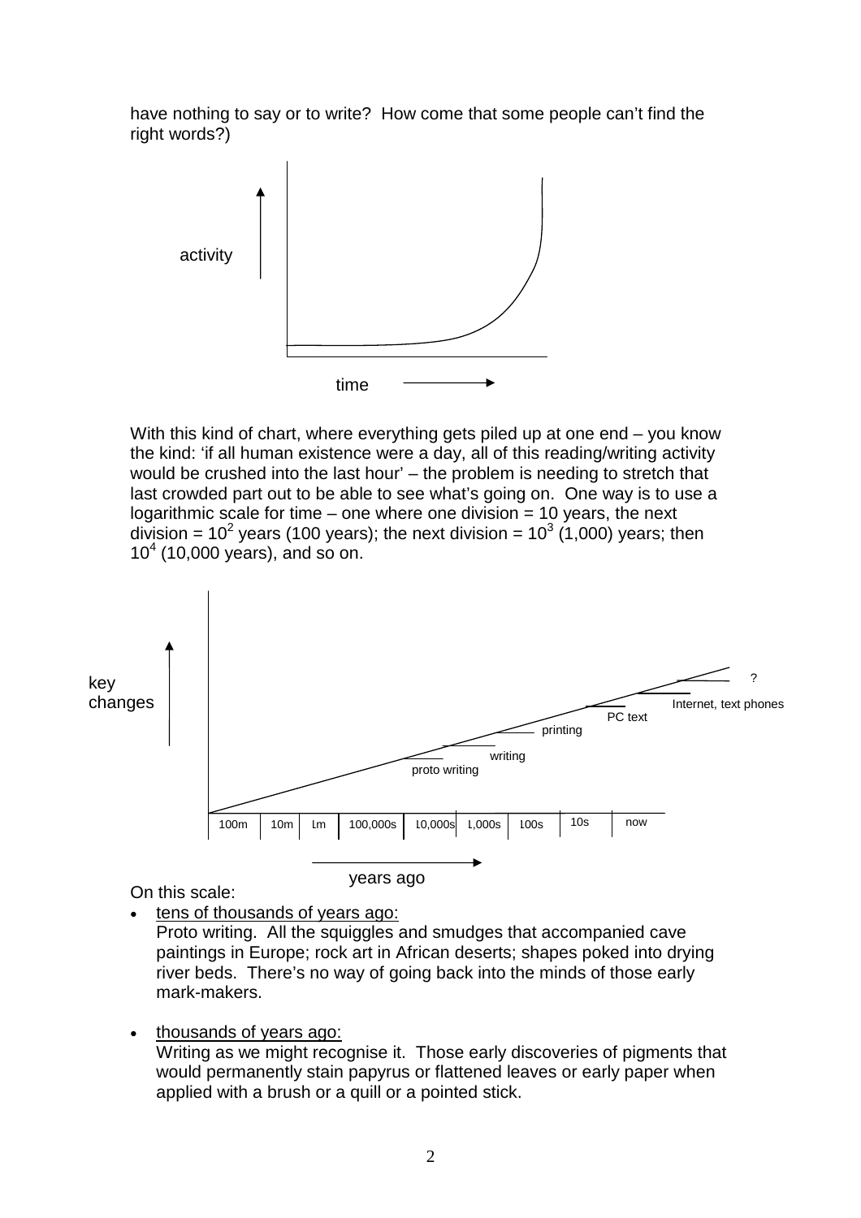have nothing to say or to write? How come that some people can't find the right words?)

With this kind of chart, where everything gets piled up at one end – you know the kind: 'if all human existence were a day, all of this reading/writing activity would be crushed into the last hour' – the problem is needing to stretch that last crowded part out to be able to see what's going on. One way is to use a logarithmic scale for time – one where one division = 10 years, the next division = $10^2$ years (100 years); the next division = $10^3$ (1,000) years; then $10^4$ (10,000 years), and so on.

On this scale:

- <u>tens of thousands of years ago:</u>
  Proto writing. All the squiggles and smudges that accompanied cave paintings in Europe; rock art in African deserts; shapes poked into drying river beds. There's no way of going back into the minds of those early mark-makers.

- <u>thousands of years ago:</u>
  Writing as we might recognise it. Those early discoveries of pigments that would permanently stain papyrus or flattened leaves or early paper when applied with a brush or a quill or a pointed stick.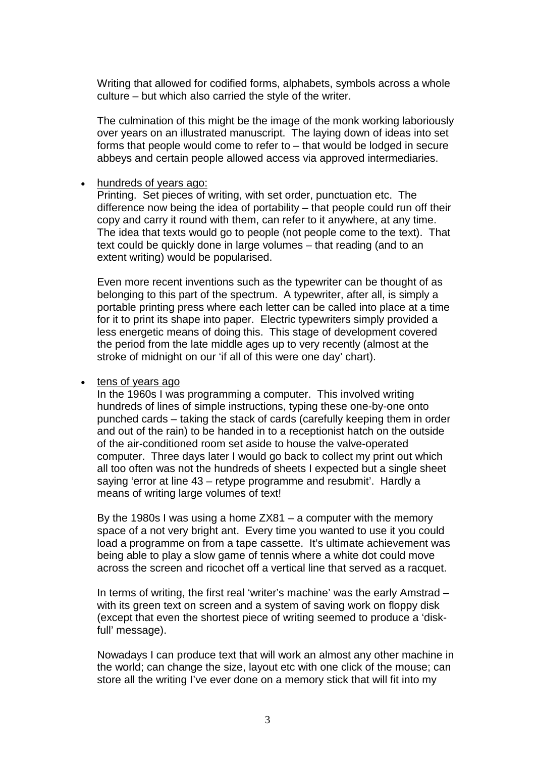Writing that allowed for codified forms, alphabets, symbols across a whole culture – but which also carried the style of the writer.

The culmination of this might be the image of the monk working laboriously over years on an illustrated manuscript. The laying down of ideas into set forms that people would come to refer to – that would be lodged in secure abbeys and certain people allowed access via approved intermediaries.

- <u>hundreds of years ago:</u>
  Printing. Set pieces of writing, with set order, punctuation etc. The difference now being the idea of portability – that people could run off their copy and carry it round with them, can refer to it anywhere, at any time. The idea that texts would go to people (not people come to the text). That text could be quickly done in large volumes – that reading (and to an extent writing) would be popularised.

  Even more recent inventions such as the typewriter can be thought of as belonging to this part of the spectrum. A typewriter, after all, is simply a portable printing press where each letter can be called into place at a time for it to print its shape into paper. Electric typewriters simply provided a less energetic means of doing this. This stage of development covered the period from the late middle ages up to very recently (almost at the stroke of midnight on our 'if all of this were one day' chart).

- <u>tens of years ago</u>
  In the 1960s I was programming a computer. This involved writing hundreds of lines of simple instructions, typing these one-by-one onto punched cards – taking the stack of cards (carefully keeping them in order and out of the rain) to be handed in to a receptionist hatch on the outside of the air-conditioned room set aside to house the valve-operated computer. Three days later I would go back to collect my print out which all too often was not the hundreds of sheets I expected but a single sheet saying 'error at line 43 – retype programme and resubmit'. Hardly a means of writing large volumes of text!

  By the 1980s I was using a home ZX81 – a computer with the memory space of a not very bright ant. Every time you wanted to use it you could load a programme on from a tape cassette. It's ultimate achievement was being able to play a slow game of tennis where a white dot could move across the screen and ricochet off a vertical line that served as a racquet.

  In terms of writing, the first real 'writer's machine' was the early Amstrad – with its green text on screen and a system of saving work on floppy disk (except that even the shortest piece of writing seemed to produce a 'disk-full' message).

  Nowadays I can produce text that will work an almost any other machine in the world; can change the size, layout etc with one click of the mouse; can store all the writing I've ever done on a memory stick that will fit into my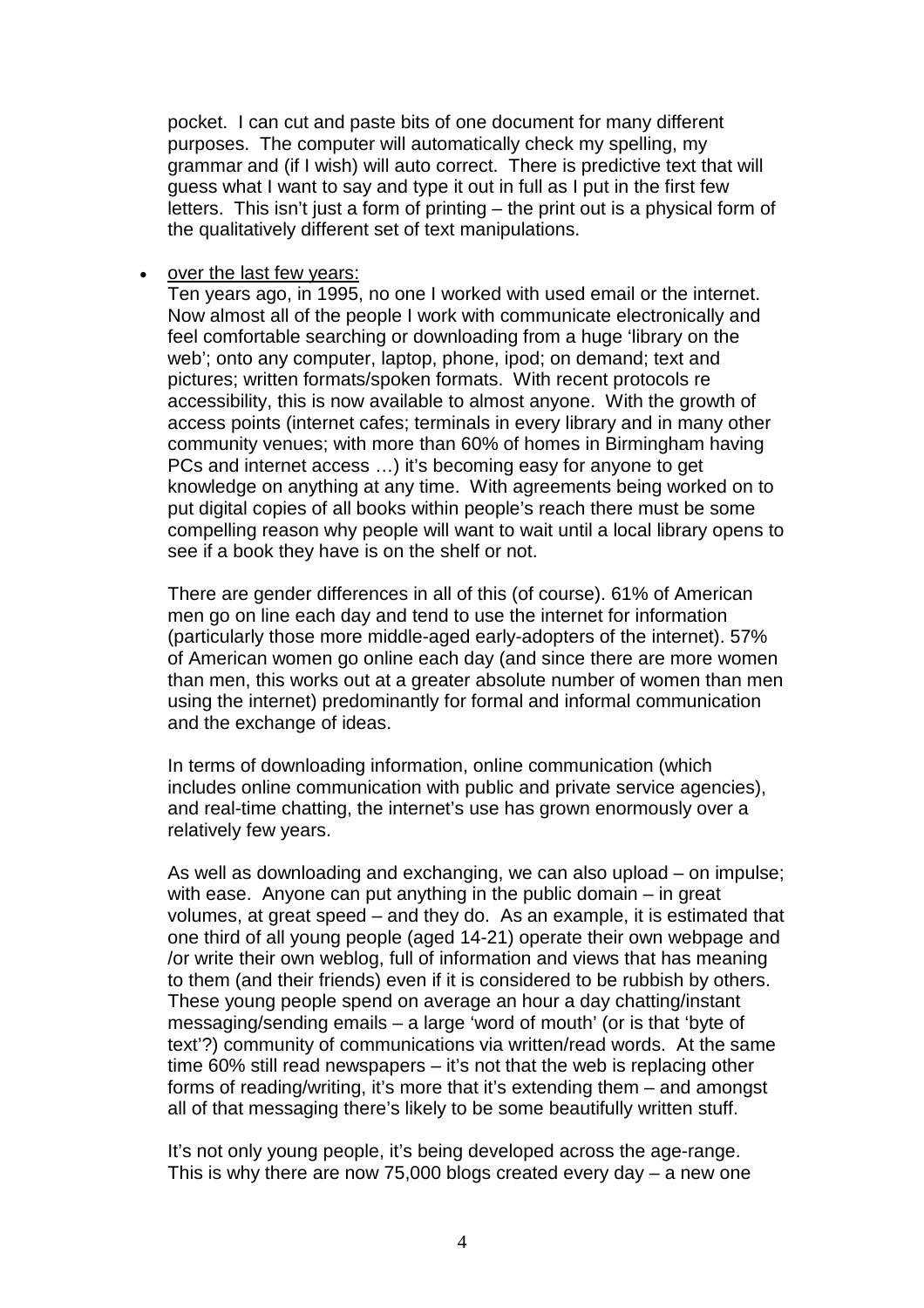pocket. I can cut and paste bits of one document for many different purposes. The computer will automatically check my spelling, my grammar and (if I wish) will auto correct. There is predictive text that will guess what I want to say and type it out in full as I put in the first few letters. This isn't just a form of printing – the print out is a physical form of the qualitatively different set of text manipulations.

- <u>over the last few years:</u>

  Ten years ago, in 1995, no one I worked with used email or the internet. Now almost all of the people I work with communicate electronically and feel comfortable searching or downloading from a huge 'library on the web'; onto any computer, laptop, phone, ipod; on demand; text and pictures; written formats/spoken formats. With recent protocols re accessibility, this is now available to almost anyone. With the growth of access points (internet cafes; terminals in every library and in many other community venues; with more than 60% of homes in Birmingham having PCs and internet access …) it's becoming easy for anyone to get knowledge on anything at any time. With agreements being worked on to put digital copies of all books within people's reach there must be some compelling reason why people will want to wait until a local library opens to see if a book they have is on the shelf or not.

  There are gender differences in all of this (of course). 61% of American men go on line each day and tend to use the internet for information (particularly those more middle-aged early-adopters of the internet). 57% of American women go online each day (and since there are more women than men, this works out at a greater absolute number of women than men using the internet) predominantly for formal and informal communication and the exchange of ideas.

  In terms of downloading information, online communication (which includes online communication with public and private service agencies), and real-time chatting, the internet's use has grown enormously over a relatively few years.

  As well as downloading and exchanging, we can also upload – on impulse; with ease. Anyone can put anything in the public domain – in great volumes, at great speed – and they do. As an example, it is estimated that one third of all young people (aged 14-21) operate their own webpage and /or write their own weblog, full of information and views that has meaning to them (and their friends) even if it is considered to be rubbish by others. These young people spend on average an hour a day chatting/instant messaging/sending emails – a large 'word of mouth' (or is that 'byte of text'?) community of communications via written/read words. At the same time 60% still read newspapers – it's not that the web is replacing other forms of reading/writing, it's more that it's extending them – and amongst all of that messaging there's likely to be some beautifully written stuff.

  It's not only young people, it's being developed across the age-range. This is why there are now 75,000 blogs created every day – a new one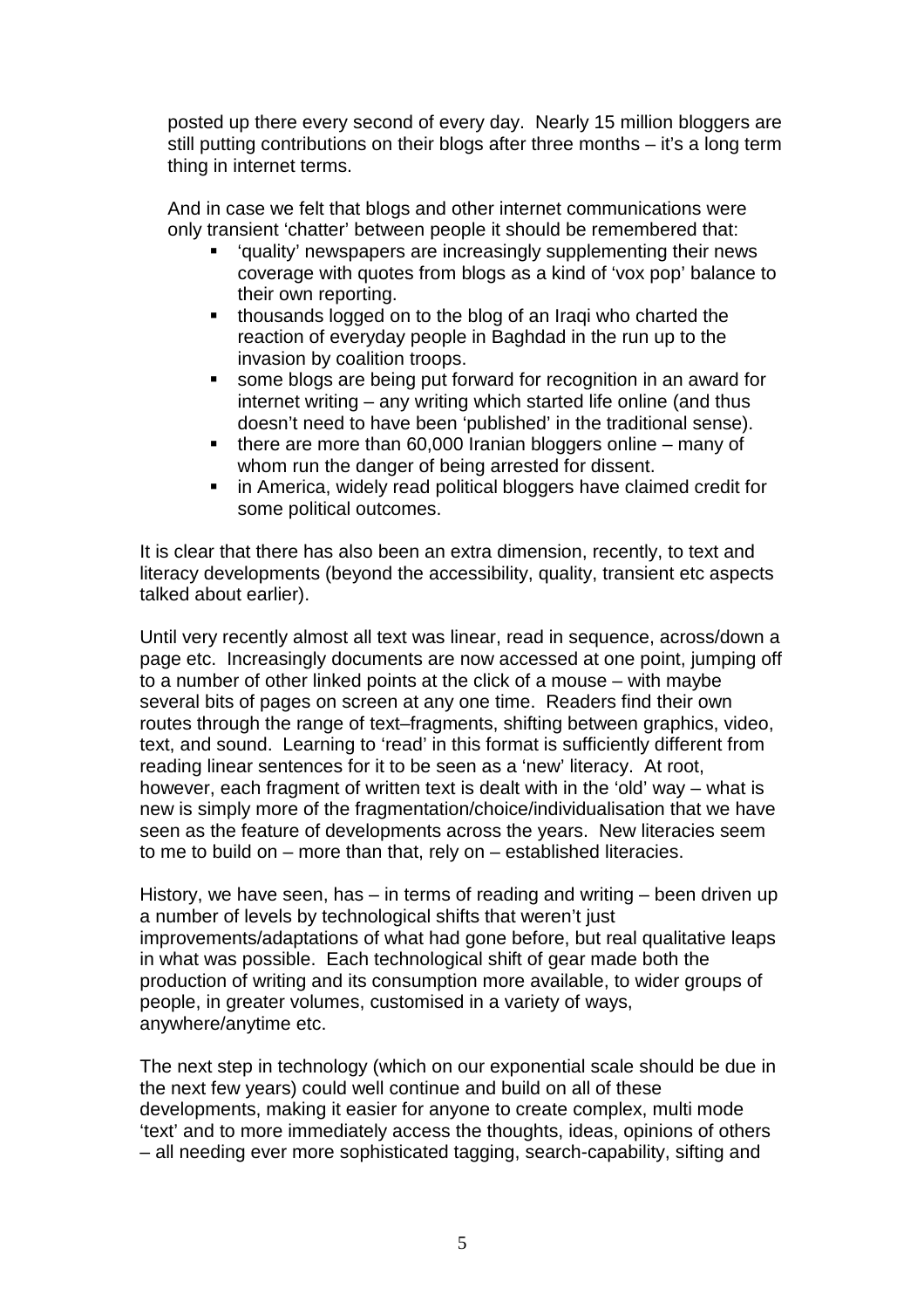posted up there every second of every day. Nearly 15 million bloggers are still putting contributions on their blogs after three months – it's a long term thing in internet terms.

And in case we felt that blogs and other internet communications were only transient 'chatter' between people it should be remembered that:

- 'quality' newspapers are increasingly supplementing their news coverage with quotes from blogs as a kind of 'vox pop' balance to their own reporting.
- thousands logged on to the blog of an Iraqi who charted the reaction of everyday people in Baghdad in the run up to the invasion by coalition troops.
- some blogs are being put forward for recognition in an award for internet writing – any writing which started life online (and thus doesn't need to have been 'published' in the traditional sense).
- there are more than 60,000 Iranian bloggers online – many of whom run the danger of being arrested for dissent.
- in America, widely read political bloggers have claimed credit for some political outcomes.

It is clear that there has also been an extra dimension, recently, to text and literacy developments (beyond the accessibility, quality, transient etc aspects talked about earlier).

Until very recently almost all text was linear, read in sequence, across/down a page etc. Increasingly documents are now accessed at one point, jumping off to a number of other linked points at the click of a mouse – with maybe several bits of pages on screen at any one time. Readers find their own routes through the range of text–fragments, shifting between graphics, video, text, and sound. Learning to 'read' in this format is sufficiently different from reading linear sentences for it to be seen as a 'new' literacy. At root, however, each fragment of written text is dealt with in the 'old' way – what is new is simply more of the fragmentation/choice/individualisation that we have seen as the feature of developments across the years. New literacies seem to me to build on – more than that, rely on – established literacies.

History, we have seen, has – in terms of reading and writing – been driven up a number of levels by technological shifts that weren't just improvements/adaptations of what had gone before, but real qualitative leaps in what was possible. Each technological shift of gear made both the production of writing and its consumption more available, to wider groups of people, in greater volumes, customised in a variety of ways, anywhere/anytime etc.

The next step in technology (which on our exponential scale should be due in the next few years) could well continue and build on all of these developments, making it easier for anyone to create complex, multi mode 'text' and to more immediately access the thoughts, ideas, opinions of others – all needing ever more sophisticated tagging, search-capability, sifting and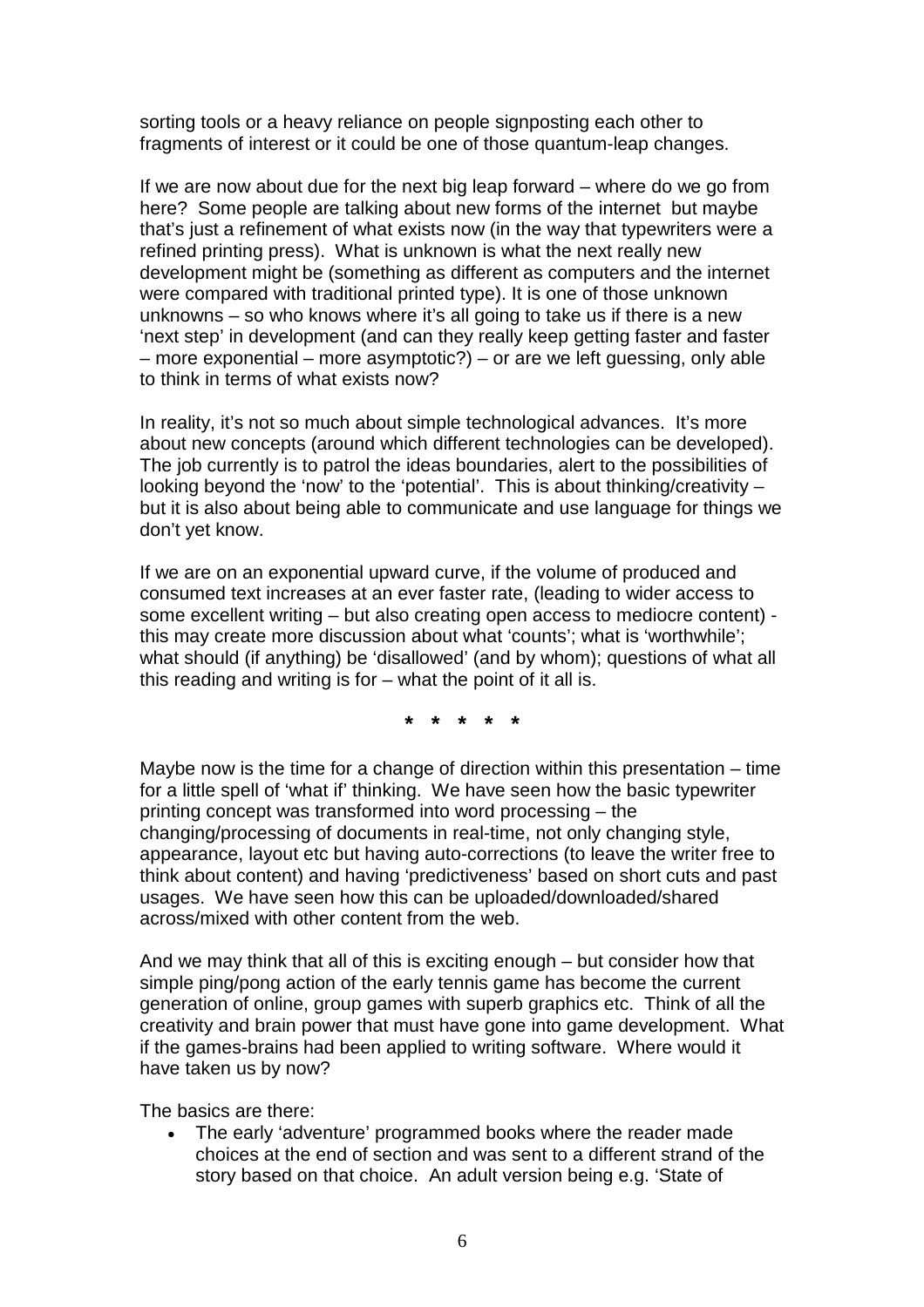sorting tools or a heavy reliance on people signposting each other to fragments of interest or it could be one of those quantum-leap changes.

If we are now about due for the next big leap forward – where do we go from here? Some people are talking about new forms of the internet but maybe that's just a refinement of what exists now (in the way that typewriters were a refined printing press). What is unknown is what the next really new development might be (something as different as computers and the internet were compared with traditional printed type). It is one of those unknown unknowns – so who knows where it's all going to take us if there is a new 'next step' in development (and can they really keep getting faster and faster – more exponential – more asymptotic?) – or are we left guessing, only able to think in terms of what exists now?

In reality, it's not so much about simple technological advances. It's more about new concepts (around which different technologies can be developed). The job currently is to patrol the ideas boundaries, alert to the possibilities of looking beyond the 'now' to the 'potential'. This is about thinking/creativity – but it is also about being able to communicate and use language for things we don't yet know.

If we are on an exponential upward curve, if the volume of produced and consumed text increases at an ever faster rate, (leading to wider access to some excellent writing – but also creating open access to mediocre content) - this may create more discussion about what 'counts'; what is 'worthwhile'; what should (if anything) be 'disallowed' (and by whom); questions of what all this reading and writing is for – what the point of it all is.

\* \* \* \* \*

Maybe now is the time for a change of direction within this presentation – time for a little spell of 'what if' thinking. We have seen how the basic typewriter printing concept was transformed into word processing – the changing/processing of documents in real-time, not only changing style, appearance, layout etc but having auto-corrections (to leave the writer free to think about content) and having 'predictiveness' based on short cuts and past usages. We have seen how this can be uploaded/downloaded/shared across/mixed with other content from the web.

And we may think that all of this is exciting enough – but consider how that simple ping/pong action of the early tennis game has become the current generation of online, group games with superb graphics etc. Think of all the creativity and brain power that must have gone into game development. What if the games-brains had been applied to writing software. Where would it have taken us by now?

The basics are there:

- The early 'adventure' programmed books where the reader made choices at the end of section and was sent to a different strand of the story based on that choice. An adult version being e.g. 'State of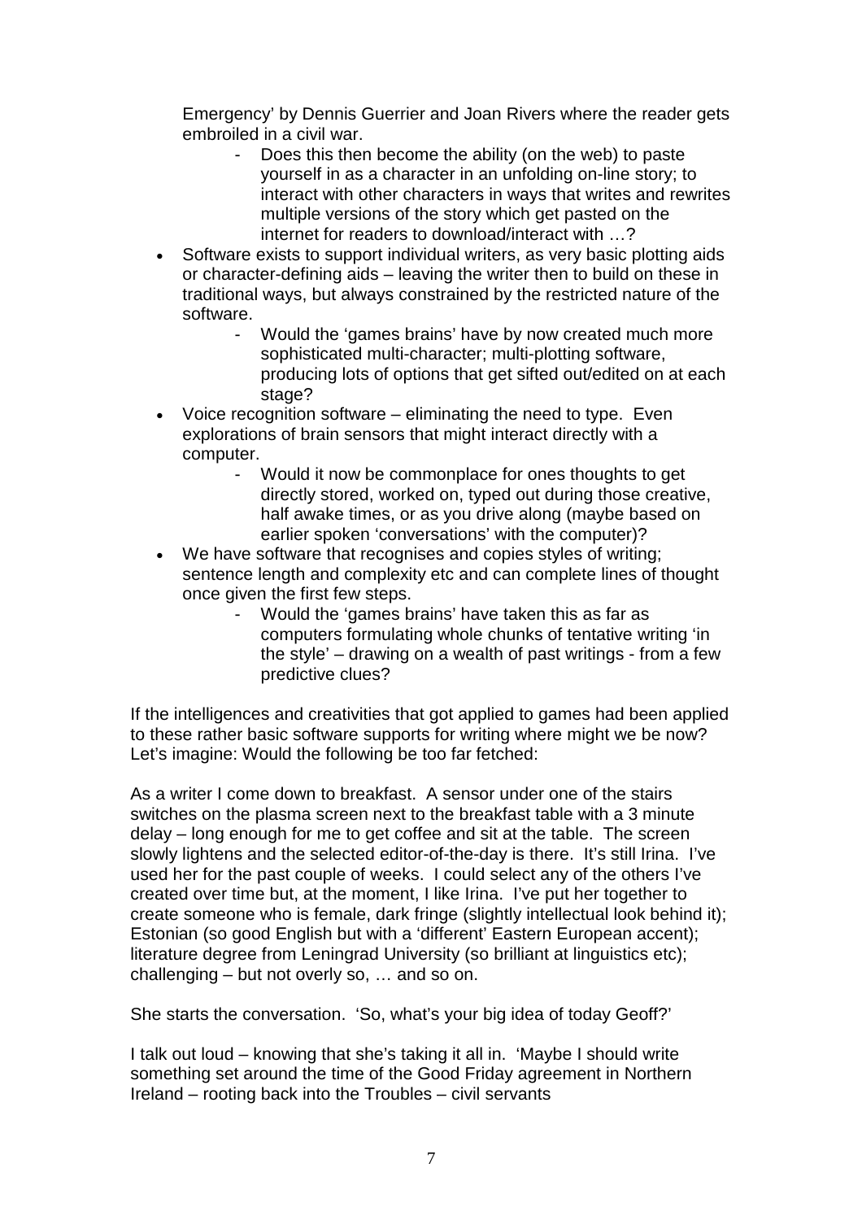Emergency' by Dennis Guerrier and Joan Rivers where the reader gets embroiled in a civil war.

   - Does this then become the ability (on the web) to paste yourself in as a character in an unfolding on-line story; to interact with other characters in ways that writes and rewrites multiple versions of the story which get pasted on the internet for readers to download/interact with …?

- Software exists to support individual writers, as very basic plotting aids or character-defining aids – leaving the writer then to build on these in traditional ways, but always constrained by the restricted nature of the software.
   - Would the 'games brains' have by now created much more sophisticated multi-character; multi-plotting software, producing lots of options that get sifted out/edited on at each stage?
- Voice recognition software – eliminating the need to type. Even explorations of brain sensors that might interact directly with a computer.
   - Would it now be commonplace for ones thoughts to get directly stored, worked on, typed out during those creative, half awake times, or as you drive along (maybe based on earlier spoken 'conversations' with the computer)?
- We have software that recognises and copies styles of writing; sentence length and complexity etc and can complete lines of thought once given the first few steps.
   - Would the 'games brains' have taken this as far as computers formulating whole chunks of tentative writing 'in the style' – drawing on a wealth of past writings - from a few predictive clues?

If the intelligences and creativities that got applied to games had been applied to these rather basic software supports for writing where might we be now? Let's imagine: Would the following be too far fetched:

As a writer I come down to breakfast. A sensor under one of the stairs switches on the plasma screen next to the breakfast table with a 3 minute delay – long enough for me to get coffee and sit at the table. The screen slowly lightens and the selected editor-of-the-day is there. It's still Irina. I've used her for the past couple of weeks. I could select any of the others I've created over time but, at the moment, I like Irina. I've put her together to create someone who is female, dark fringe (slightly intellectual look behind it); Estonian (so good English but with a 'different' Eastern European accent); literature degree from Leningrad University (so brilliant at linguistics etc); challenging – but not overly so, … and so on.

She starts the conversation. 'So, what's your big idea of today Geoff?'

I talk out loud – knowing that she's taking it all in. 'Maybe I should write something set around the time of the Good Friday agreement in Northern Ireland – rooting back into the Troubles – civil servants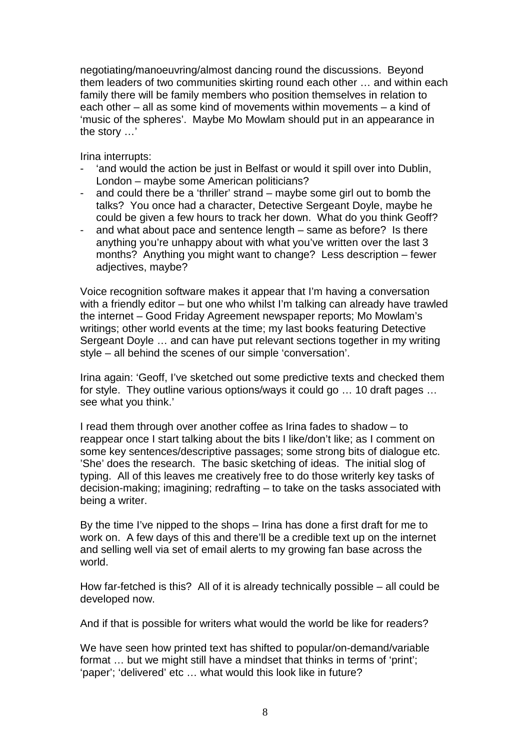negotiating/manoeuvring/almost dancing round the discussions. Beyond them leaders of two communities skirting round each other … and within each family there will be family members who position themselves in relation to each other – all as some kind of movements within movements – a kind of 'music of the spheres'. Maybe Mo Mowlam should put in an appearance in the story …'

Irina interrupts:

- 'and would the action be just in Belfast or would it spill over into Dublin, London – maybe some American politicians?
- and could there be a 'thriller' strand – maybe some girl out to bomb the talks? You once had a character, Detective Sergeant Doyle, maybe he could be given a few hours to track her down. What do you think Geoff?
- and what about pace and sentence length – same as before? Is there anything you're unhappy about with what you've written over the last 3 months? Anything you might want to change? Less description – fewer adjectives, maybe?

Voice recognition software makes it appear that I'm having a conversation with a friendly editor – but one who whilst I'm talking can already have trawled the internet – Good Friday Agreement newspaper reports; Mo Mowlam's writings; other world events at the time; my last books featuring Detective Sergeant Doyle … and can have put relevant sections together in my writing style – all behind the scenes of our simple 'conversation'.

Irina again: 'Geoff, I've sketched out some predictive texts and checked them for style. They outline various options/ways it could go … 10 draft pages … see what you think.'

I read them through over another coffee as Irina fades to shadow – to reappear once I start talking about the bits I like/don't like; as I comment on some key sentences/descriptive passages; some strong bits of dialogue etc. 'She' does the research. The basic sketching of ideas. The initial slog of typing. All of this leaves me creatively free to do those writerly key tasks of decision-making; imagining; redrafting – to take on the tasks associated with being a writer.

By the time I've nipped to the shops – Irina has done a first draft for me to work on. A few days of this and there'll be a credible text up on the internet and selling well via set of email alerts to my growing fan base across the world.

How far-fetched is this? All of it is already technically possible – all could be developed now.

And if that is possible for writers what would the world be like for readers?

We have seen how printed text has shifted to popular/on-demand/variable format … but we might still have a mindset that thinks in terms of 'print'; 'paper'; 'delivered' etc … what would this look like in future?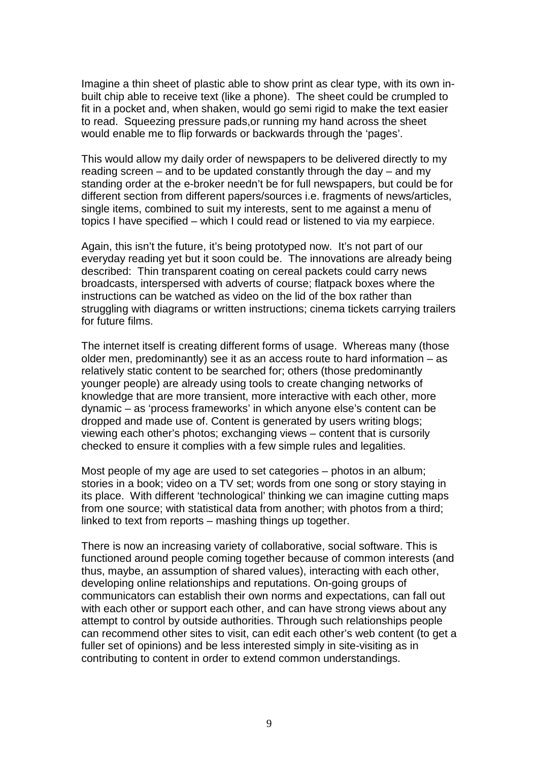Imagine a thin sheet of plastic able to show print as clear type, with its own in-built chip able to receive text (like a phone). The sheet could be crumpled to fit in a pocket and, when shaken, would go semi rigid to make the text easier to read. Squeezing pressure pads,or running my hand across the sheet would enable me to flip forwards or backwards through the 'pages'.

This would allow my daily order of newspapers to be delivered directly to my reading screen – and to be updated constantly through the day – and my standing order at the e-broker needn't be for full newspapers, but could be for different section from different papers/sources i.e. fragments of news/articles, single items, combined to suit my interests, sent to me against a menu of topics I have specified – which I could read or listened to via my earpiece.

Again, this isn't the future, it's being prototyped now. It's not part of our everyday reading yet but it soon could be. The innovations are already being described: Thin transparent coating on cereal packets could carry news broadcasts, interspersed with adverts of course; flatpack boxes where the instructions can be watched as video on the lid of the box rather than struggling with diagrams or written instructions; cinema tickets carrying trailers for future films.

The internet itself is creating different forms of usage. Whereas many (those older men, predominantly) see it as an access route to hard information – as relatively static content to be searched for; others (those predominantly younger people) are already using tools to create changing networks of knowledge that are more transient, more interactive with each other, more dynamic – as 'process frameworks' in which anyone else's content can be dropped and made use of. Content is generated by users writing blogs; viewing each other's photos; exchanging views – content that is cursorily checked to ensure it complies with a few simple rules and legalities.

Most people of my age are used to set categories – photos in an album; stories in a book; video on a TV set; words from one song or story staying in its place. With different 'technological' thinking we can imagine cutting maps from one source; with statistical data from another; with photos from a third; linked to text from reports – mashing things up together.

There is now an increasing variety of collaborative, social software. This is functioned around people coming together because of common interests (and thus, maybe, an assumption of shared values), interacting with each other, developing online relationships and reputations. On-going groups of communicators can establish their own norms and expectations, can fall out with each other or support each other, and can have strong views about any attempt to control by outside authorities. Through such relationships people can recommend other sites to visit, can edit each other's web content (to get a fuller set of opinions) and be less interested simply in site-visiting as in contributing to content in order to extend common understandings.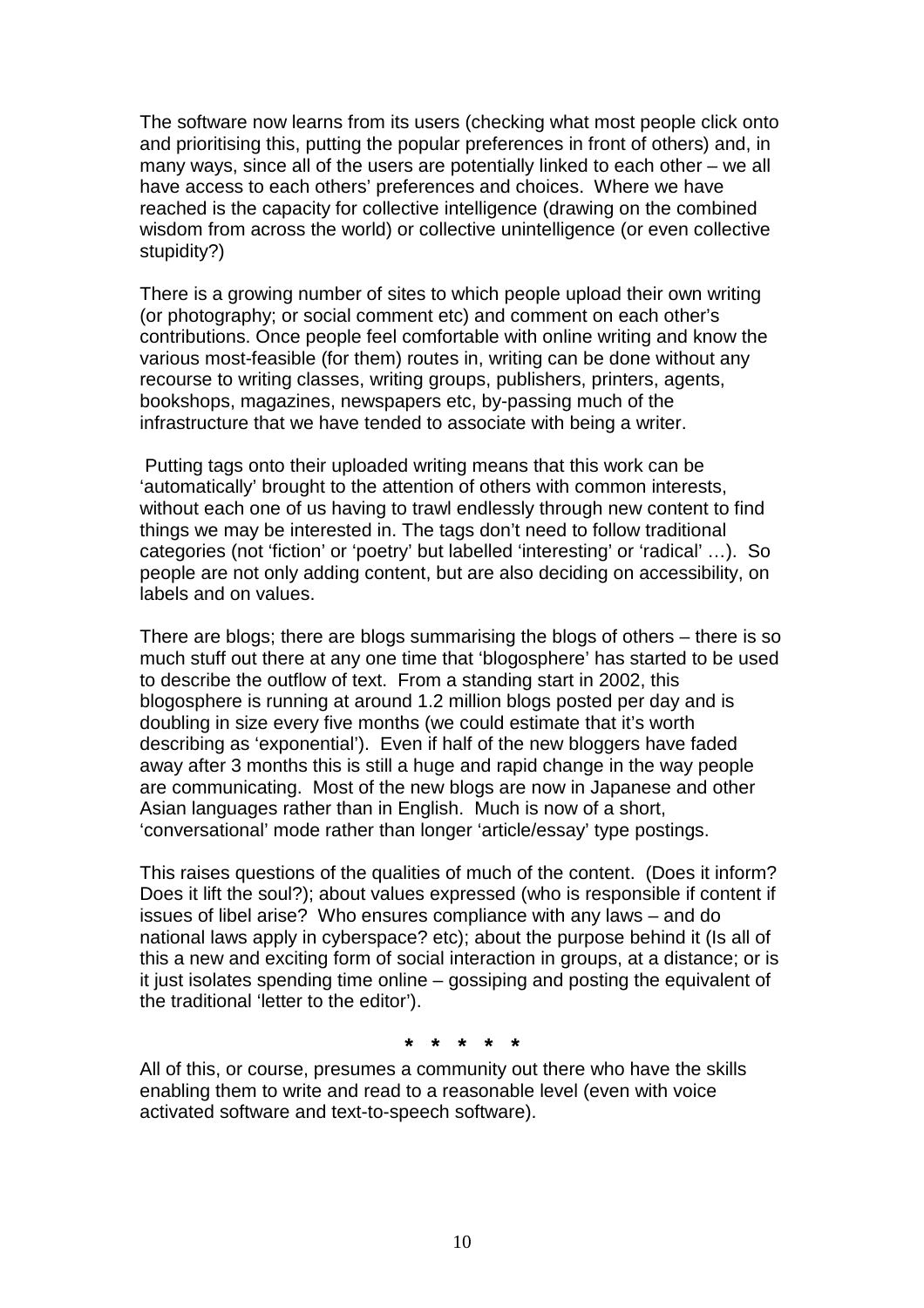The software now learns from its users (checking what most people click onto and prioritising this, putting the popular preferences in front of others) and, in many ways, since all of the users are potentially linked to each other – we all have access to each others' preferences and choices. Where we have reached is the capacity for collective intelligence (drawing on the combined wisdom from across the world) or collective unintelligence (or even collective stupidity?)

There is a growing number of sites to which people upload their own writing (or photography; or social comment etc) and comment on each other's contributions. Once people feel comfortable with online writing and know the various most-feasible (for them) routes in, writing can be done without any recourse to writing classes, writing groups, publishers, printers, agents, bookshops, magazines, newspapers etc, by-passing much of the infrastructure that we have tended to associate with being a writer.

Putting tags onto their uploaded writing means that this work can be 'automatically' brought to the attention of others with common interests, without each one of us having to trawl endlessly through new content to find things we may be interested in. The tags don't need to follow traditional categories (not 'fiction' or 'poetry' but labelled 'interesting' or 'radical' …). So people are not only adding content, but are also deciding on accessibility, on labels and on values.

There are blogs; there are blogs summarising the blogs of others – there is so much stuff out there at any one time that 'blogosphere' has started to be used to describe the outflow of text. From a standing start in 2002, this blogosphere is running at around 1.2 million blogs posted per day and is doubling in size every five months (we could estimate that it's worth describing as 'exponential'). Even if half of the new bloggers have faded away after 3 months this is still a huge and rapid change in the way people are communicating. Most of the new blogs are now in Japanese and other Asian languages rather than in English. Much is now of a short, 'conversational' mode rather than longer 'article/essay' type postings.

This raises questions of the qualities of much of the content. (Does it inform? Does it lift the soul?); about values expressed (who is responsible if content if issues of libel arise? Who ensures compliance with any laws – and do national laws apply in cyberspace? etc); about the purpose behind it (Is all of this a new and exciting form of social interaction in groups, at a distance; or is it just isolates spending time online – gossiping and posting the equivalent of the traditional 'letter to the editor').

\* \* \* \* \*

All of this, or course, presumes a community out there who have the skills enabling them to write and read to a reasonable level (even with voice activated software and text-to-speech software).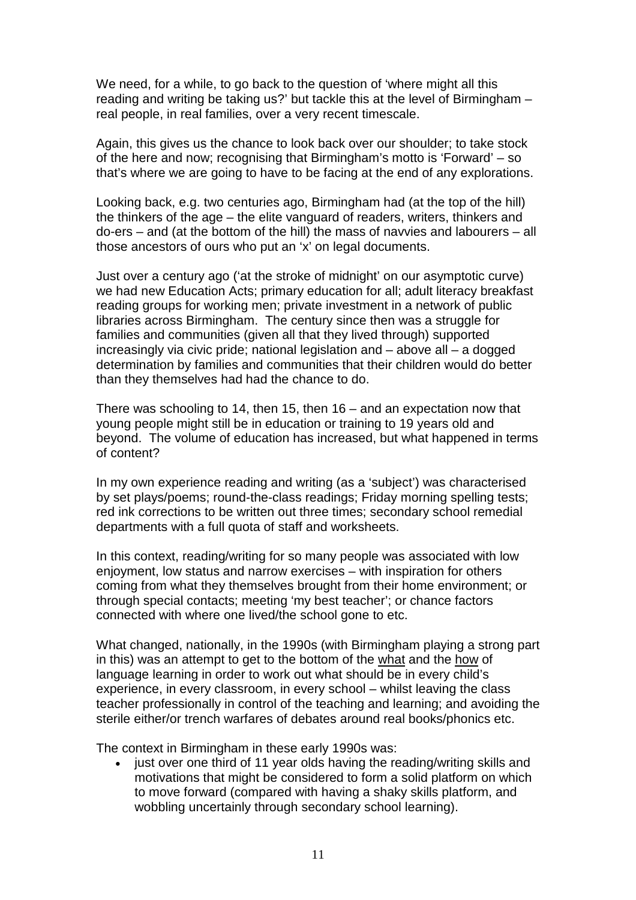We need, for a while, to go back to the question of 'where might all this reading and writing be taking us?' but tackle this at the level of Birmingham – real people, in real families, over a very recent timescale.

Again, this gives us the chance to look back over our shoulder; to take stock of the here and now; recognising that Birmingham's motto is 'Forward' – so that's where we are going to have to be facing at the end of any explorations.

Looking back, e.g. two centuries ago, Birmingham had (at the top of the hill) the thinkers of the age – the elite vanguard of readers, writers, thinkers and do-ers – and (at the bottom of the hill) the mass of navvies and labourers – all those ancestors of ours who put an 'x' on legal documents.

Just over a century ago ('at the stroke of midnight' on our asymptotic curve) we had new Education Acts; primary education for all; adult literacy breakfast reading groups for working men; private investment in a network of public libraries across Birmingham. The century since then was a struggle for families and communities (given all that they lived through) supported increasingly via civic pride; national legislation and – above all – a dogged determination by families and communities that their children would do better than they themselves had had the chance to do.

There was schooling to 14, then 15, then 16 – and an expectation now that young people might still be in education or training to 19 years old and beyond. The volume of education has increased, but what happened in terms of content?

In my own experience reading and writing (as a 'subject') was characterised by set plays/poems; round-the-class readings; Friday morning spelling tests; red ink corrections to be written out three times; secondary school remedial departments with a full quota of staff and worksheets.

In this context, reading/writing for so many people was associated with low enjoyment, low status and narrow exercises – with inspiration for others coming from what they themselves brought from their home environment; or through special contacts; meeting 'my best teacher'; or chance factors connected with where one lived/the school gone to etc.

What changed, nationally, in the 1990s (with Birmingham playing a strong part in this) was an attempt to get to the bottom of the <u>what</u> and the <u>how</u> of language learning in order to work out what should be in every child's experience, in every classroom, in every school – whilst leaving the class teacher professionally in control of the teaching and learning; and avoiding the sterile either/or trench warfares of debates around real books/phonics etc.

The context in Birmingham in these early 1990s was:

- just over one third of 11 year olds having the reading/writing skills and motivations that might be considered to form a solid platform on which to move forward (compared with having a shaky skills platform, and wobbling uncertainly through secondary school learning).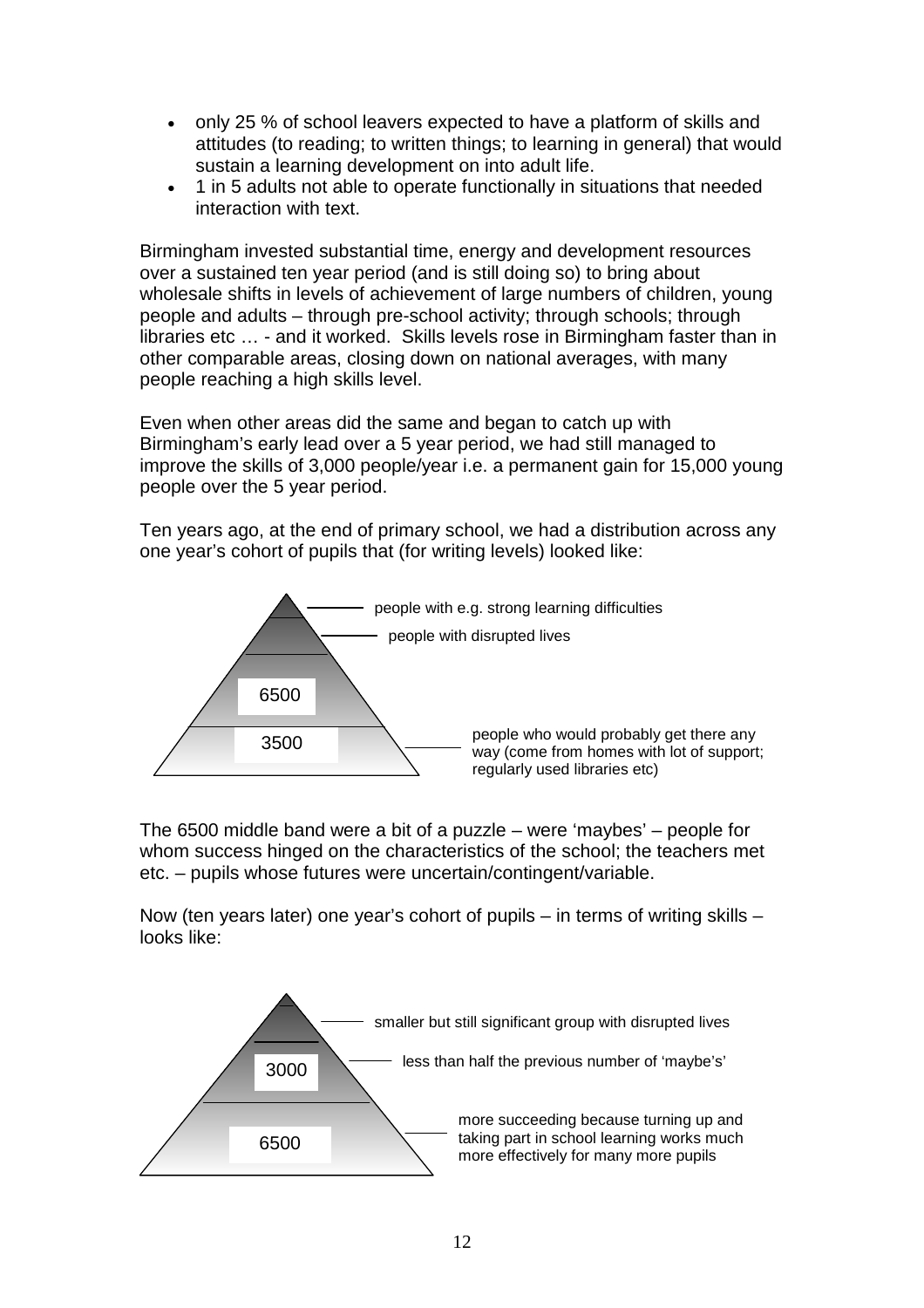- only 25 % of school leavers expected to have a platform of skills and attitudes (to reading; to written things; to learning in general) that would sustain a learning development on into adult life.
- 1 in 5 adults not able to operate functionally in situations that needed interaction with text.

Birmingham invested substantial time, energy and development resources over a sustained ten year period (and is still doing so) to bring about wholesale shifts in levels of achievement of large numbers of children, young people and adults – through pre-school activity; through schools; through libraries etc … - and it worked. Skills levels rose in Birmingham faster than in other comparable areas, closing down on national averages, with many people reaching a high skills level.

Even when other areas did the same and began to catch up with Birmingham's early lead over a 5 year period, we had still managed to improve the skills of 3,000 people/year i.e. a permanent gain for 15,000 young people over the 5 year period.

Ten years ago, at the end of primary school, we had a distribution across any one year's cohort of pupils that (for writing levels) looked like:

- people with e.g. strong learning difficulties
- people with disrupted lives
- 6500
- 3500 – people who would probably get there any way (come from homes with lot of support; regularly used libraries etc)

The 6500 middle band were a bit of a puzzle – were 'maybes' – people for whom success hinged on the characteristics of the school; the teachers met etc. – pupils whose futures were uncertain/contingent/variable.

Now (ten years later) one year's cohort of pupils – in terms of writing skills – looks like:

- smaller but still significant group with disrupted lives
- 3000 – less than half the previous number of 'maybe's'
- 6500 – more succeeding because turning up and taking part in school learning works much more effectively for many more pupils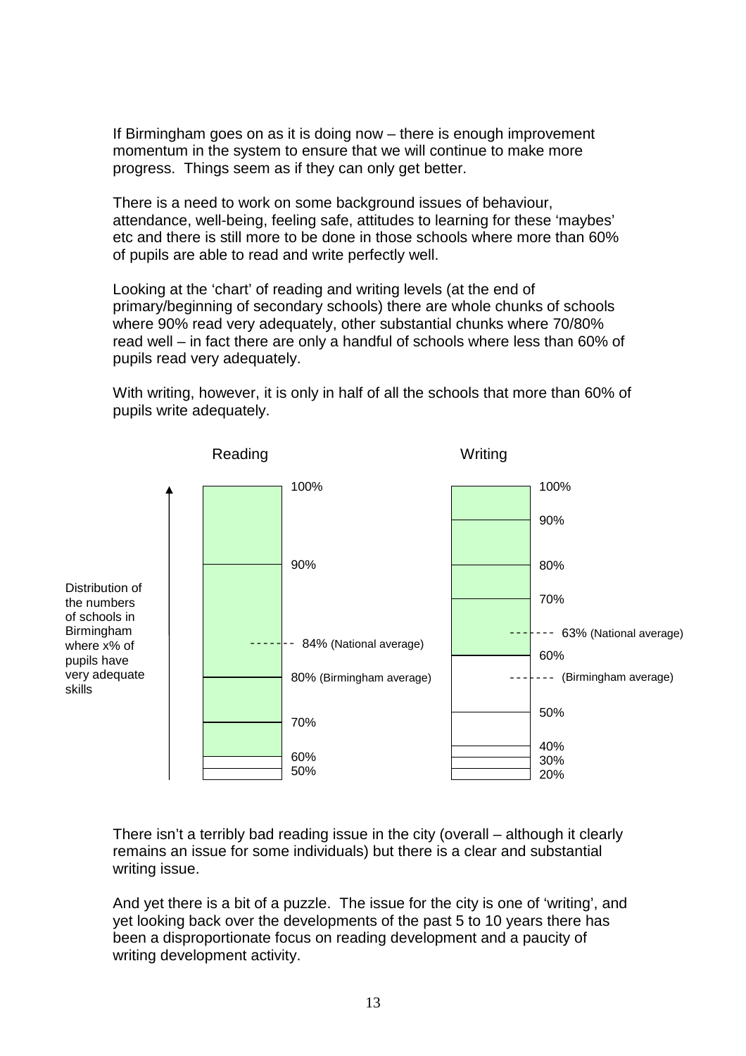If Birmingham goes on as it is doing now – there is enough improvement momentum in the system to ensure that we will continue to make more progress. Things seem as if they can only get better.

There is a need to work on some background issues of behaviour, attendance, well-being, feeling safe, attitudes to learning for these 'maybes' etc and there is still more to be done in those schools where more than 60% of pupils are able to read and write perfectly well.

Looking at the 'chart' of reading and writing levels (at the end of primary/beginning of secondary schools) there are whole chunks of schools where 90% read very adequately, other substantial chunks where 70/80% read well – in fact there are only a handful of schools where less than 60% of pupils read very adequately.

With writing, however, it is only in half of all the schools that more than 60% of pupils write adequately.

Reading

Writing

Distribution of the numbers of schools in Birmingham where x% of pupils have very adequate skills

Reading: 100%, 90%, 84% (National average), 80% (Birmingham average), 70%, 60%, 50%

Writing: 100%, 90%, 80%, 70%, 63% (National average), 60%, (Birmingham average), 50%, 40%, 30%, 20%

There isn't a terribly bad reading issue in the city (overall – although it clearly remains an issue for some individuals) but there is a clear and substantial writing issue.

And yet there is a bit of a puzzle. The issue for the city is one of 'writing', and yet looking back over the developments of the past 5 to 10 years there has been a disproportionate focus on reading development and a paucity of writing development activity.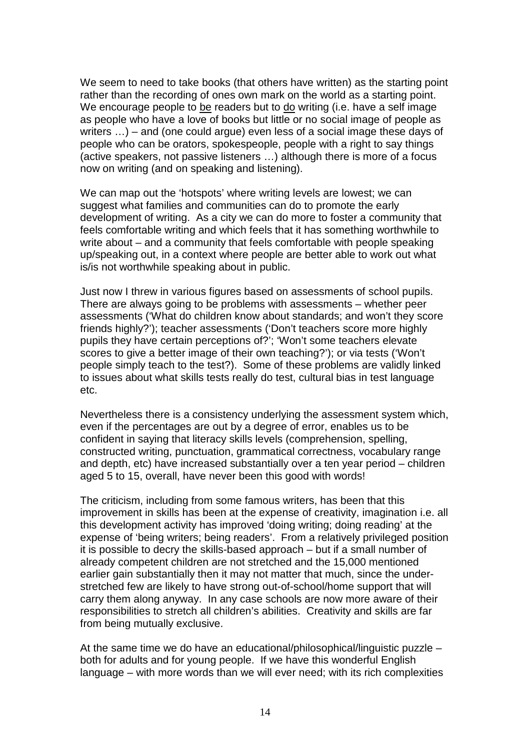We seem to need to take books (that others have written) as the starting point rather than the recording of ones own mark on the world as a starting point. We encourage people to <u>be</u> readers but to <u>do</u> writing (i.e. have a self image as people who have a love of books but little or no social image of people as writers …) – and (one could argue) even less of a social image these days of people who can be orators, spokespeople, people with a right to say things (active speakers, not passive listeners …) although there is more of a focus now on writing (and on speaking and listening).

We can map out the 'hotspots' where writing levels are lowest; we can suggest what families and communities can do to promote the early development of writing. As a city we can do more to foster a community that feels comfortable writing and which feels that it has something worthwhile to write about – and a community that feels comfortable with people speaking up/speaking out, in a context where people are better able to work out what is/is not worthwhile speaking about in public.

Just now I threw in various figures based on assessments of school pupils. There are always going to be problems with assessments – whether peer assessments ('What do children know about standards; and won't they score friends highly?'); teacher assessments ('Don't teachers score more highly pupils they have certain perceptions of?'; 'Won't some teachers elevate scores to give a better image of their own teaching?'); or via tests ('Won't people simply teach to the test?). Some of these problems are validly linked to issues about what skills tests really do test, cultural bias in test language etc.

Nevertheless there is a consistency underlying the assessment system which, even if the percentages are out by a degree of error, enables us to be confident in saying that literacy skills levels (comprehension, spelling, constructed writing, punctuation, grammatical correctness, vocabulary range and depth, etc) have increased substantially over a ten year period – children aged 5 to 15, overall, have never been this good with words!

The criticism, including from some famous writers, has been that this improvement in skills has been at the expense of creativity, imagination i.e. all this development activity has improved 'doing writing; doing reading' at the expense of 'being writers; being readers'. From a relatively privileged position it is possible to decry the skills-based approach – but if a small number of already competent children are not stretched and the 15,000 mentioned earlier gain substantially then it may not matter that much, since the under-stretched few are likely to have strong out-of-school/home support that will carry them along anyway. In any case schools are now more aware of their responsibilities to stretch all children's abilities. Creativity and skills are far from being mutually exclusive.

At the same time we do have an educational/philosophical/linguistic puzzle – both for adults and for young people. If we have this wonderful English language – with more words than we will ever need; with its rich complexities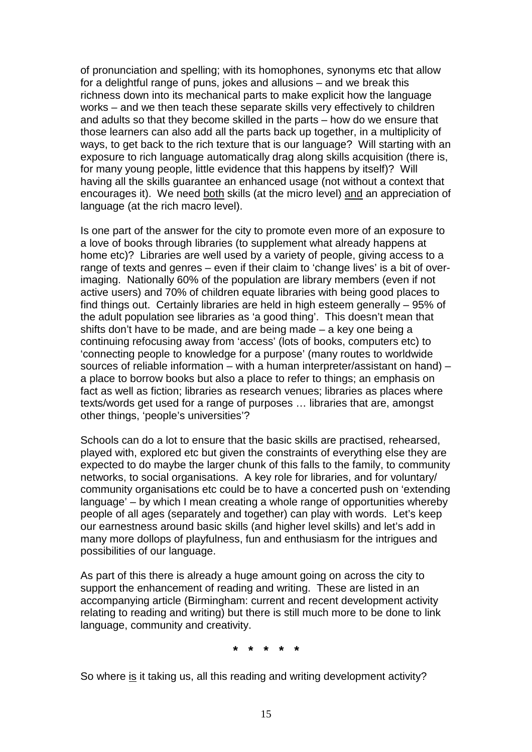of pronunciation and spelling; with its homophones, synonyms etc that allow for a delightful range of puns, jokes and allusions – and we break this richness down into its mechanical parts to make explicit how the language works – and we then teach these separate skills very effectively to children and adults so that they become skilled in the parts – how do we ensure that those learners can also add all the parts back up together, in a multiplicity of ways, to get back to the rich texture that is our language? Will starting with an exposure to rich language automatically drag along skills acquisition (there is, for many young people, little evidence that this happens by itself)? Will having all the skills guarantee an enhanced usage (not without a context that encourages it). We need <u>both</u> skills (at the micro level) <u>and</u> an appreciation of language (at the rich macro level).

Is one part of the answer for the city to promote even more of an exposure to a love of books through libraries (to supplement what already happens at home etc)? Libraries are well used by a variety of people, giving access to a range of texts and genres – even if their claim to 'change lives' is a bit of over-imaging. Nationally 60% of the population are library members (even if not active users) and 70% of children equate libraries with being good places to find things out. Certainly libraries are held in high esteem generally – 95% of the adult population see libraries as 'a good thing'. This doesn't mean that shifts don't have to be made, and are being made – a key one being a continuing refocusing away from 'access' (lots of books, computers etc) to 'connecting people to knowledge for a purpose' (many routes to worldwide sources of reliable information – with a human interpreter/assistant on hand) – a place to borrow books but also a place to refer to things; an emphasis on fact as well as fiction; libraries as research venues; libraries as places where texts/words get used for a range of purposes … libraries that are, amongst other things, 'people's universities'?

Schools can do a lot to ensure that the basic skills are practised, rehearsed, played with, explored etc but given the constraints of everything else they are expected to do maybe the larger chunk of this falls to the family, to community networks, to social organisations. A key role for libraries, and for voluntary/ community organisations etc could be to have a concerted push on 'extending language' – by which I mean creating a whole range of opportunities whereby people of all ages (separately and together) can play with words. Let's keep our earnestness around basic skills (and higher level skills) and let's add in many more dollops of playfulness, fun and enthusiasm for the intrigues and possibilities of our language.

As part of this there is already a huge amount going on across the city to support the enhancement of reading and writing. These are listed in an accompanying article (Birmingham: current and recent development activity relating to reading and writing) but there is still much more to be done to link language, community and creativity.

**\* \* \* \* \***

So where <u>is</u> it taking us, all this reading and writing development activity?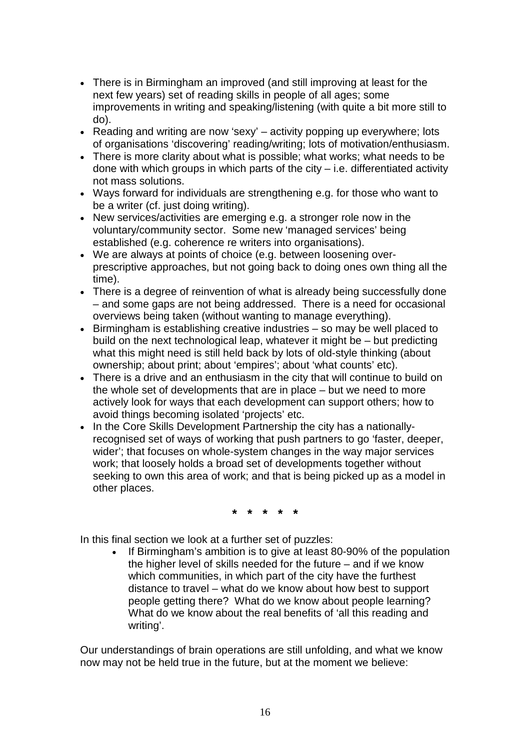- There is in Birmingham an improved (and still improving at least for the next few years) set of reading skills in people of all ages; some improvements in writing and speaking/listening (with quite a bit more still to do).
- Reading and writing are now 'sexy' – activity popping up everywhere; lots of organisations 'discovering' reading/writing; lots of motivation/enthusiasm.
- There is more clarity about what is possible; what works; what needs to be done with which groups in which parts of the city – i.e. differentiated activity not mass solutions.
- Ways forward for individuals are strengthening e.g. for those who want to be a writer (cf. just doing writing).
- New services/activities are emerging e.g. a stronger role now in the voluntary/community sector. Some new 'managed services' being established (e.g. coherence re writers into organisations).
- We are always at points of choice (e.g. between loosening over-prescriptive approaches, but not going back to doing ones own thing all the time).
- There is a degree of reinvention of what is already being successfully done – and some gaps are not being addressed. There is a need for occasional overviews being taken (without wanting to manage everything).
- Birmingham is establishing creative industries – so may be well placed to build on the next technological leap, whatever it might be – but predicting what this might need is still held back by lots of old-style thinking (about ownership; about print; about 'empires'; about 'what counts' etc).
- There is a drive and an enthusiasm in the city that will continue to build on the whole set of developments that are in place – but we need to more actively look for ways that each development can support others; how to avoid things becoming isolated 'projects' etc.
- In the Core Skills Development Partnership the city has a nationally-recognised set of ways of working that push partners to go 'faster, deeper, wider'; that focuses on whole-system changes in the way major services work; that loosely holds a broad set of developments together without seeking to own this area of work; and that is being picked up as a model in other places.

**\* \* \* \* \***

In this final section we look at a further set of puzzles:

- If Birmingham's ambition is to give at least 80-90% of the population the higher level of skills needed for the future – and if we know which communities, in which part of the city have the furthest distance to travel – what do we know about how best to support people getting there? What do we know about people learning? What do we know about the real benefits of 'all this reading and writing'.

Our understandings of brain operations are still unfolding, and what we know now may not be held true in the future, but at the moment we believe: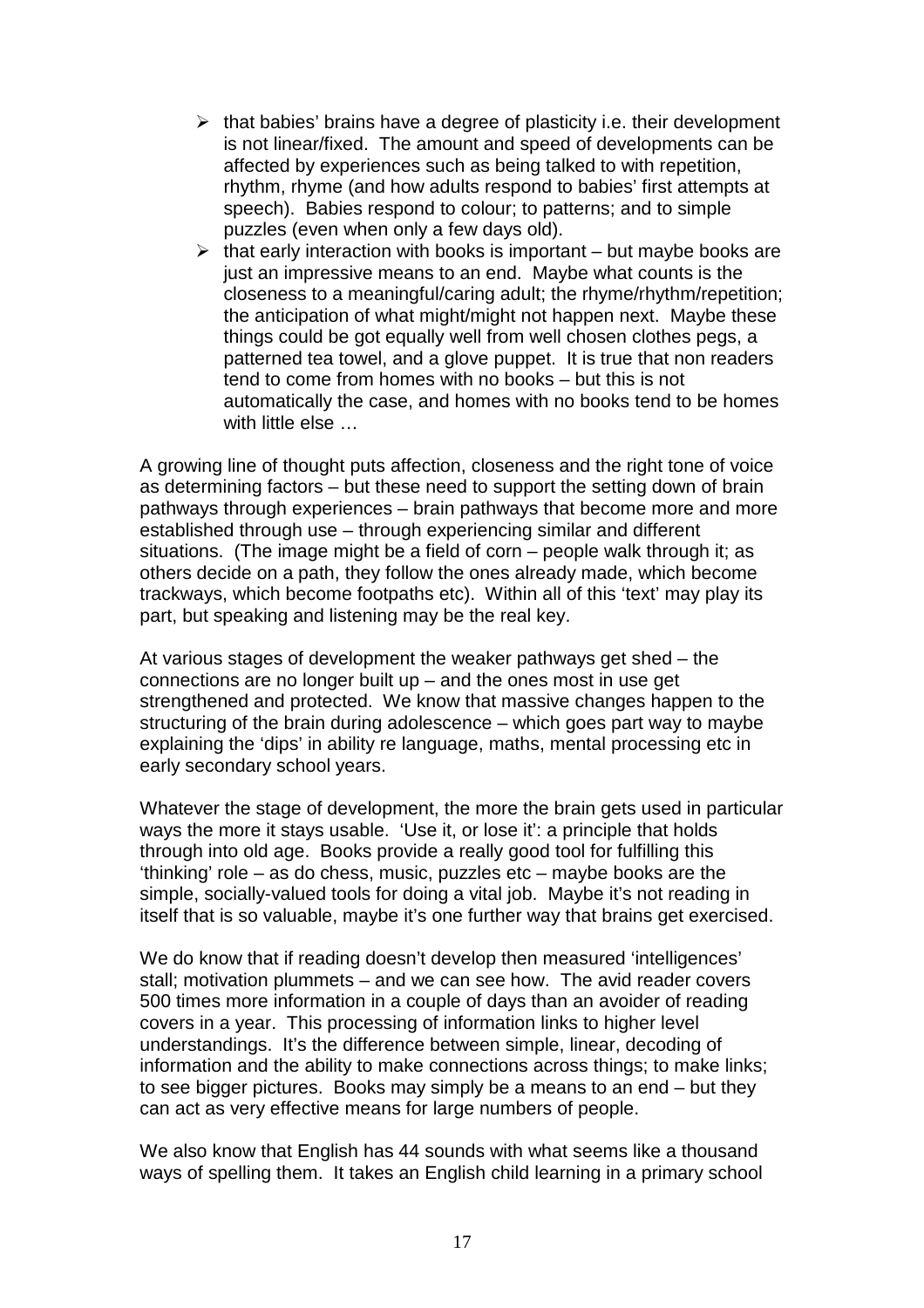- that babies' brains have a degree of plasticity i.e. their development is not linear/fixed. The amount and speed of developments can be affected by experiences such as being talked to with repetition, rhythm, rhyme (and how adults respond to babies' first attempts at speech). Babies respond to colour; to patterns; and to simple puzzles (even when only a few days old).
- that early interaction with books is important – but maybe books are just an impressive means to an end. Maybe what counts is the closeness to a meaningful/caring adult; the rhyme/rhythm/repetition; the anticipation of what might/might not happen next. Maybe these things could be got equally well from well chosen clothes pegs, a patterned tea towel, and a glove puppet. It is true that non readers tend to come from homes with no books – but this is not automatically the case, and homes with no books tend to be homes with little else …

A growing line of thought puts affection, closeness and the right tone of voice as determining factors – but these need to support the setting down of brain pathways through experiences – brain pathways that become more and more established through use – through experiencing similar and different situations. (The image might be a field of corn – people walk through it; as others decide on a path, they follow the ones already made, which become trackways, which become footpaths etc). Within all of this 'text' may play its part, but speaking and listening may be the real key.

At various stages of development the weaker pathways get shed – the connections are no longer built up – and the ones most in use get strengthened and protected. We know that massive changes happen to the structuring of the brain during adolescence – which goes part way to maybe explaining the 'dips' in ability re language, maths, mental processing etc in early secondary school years.

Whatever the stage of development, the more the brain gets used in particular ways the more it stays usable. 'Use it, or lose it': a principle that holds through into old age. Books provide a really good tool for fulfilling this 'thinking' role – as do chess, music, puzzles etc – maybe books are the simple, socially-valued tools for doing a vital job. Maybe it's not reading in itself that is so valuable, maybe it's one further way that brains get exercised.

We do know that if reading doesn't develop then measured 'intelligences' stall; motivation plummets – and we can see how. The avid reader covers 500 times more information in a couple of days than an avoider of reading covers in a year. This processing of information links to higher level understandings. It's the difference between simple, linear, decoding of information and the ability to make connections across things; to make links; to see bigger pictures. Books may simply be a means to an end – but they can act as very effective means for large numbers of people.

We also know that English has 44 sounds with what seems like a thousand ways of spelling them. It takes an English child learning in a primary school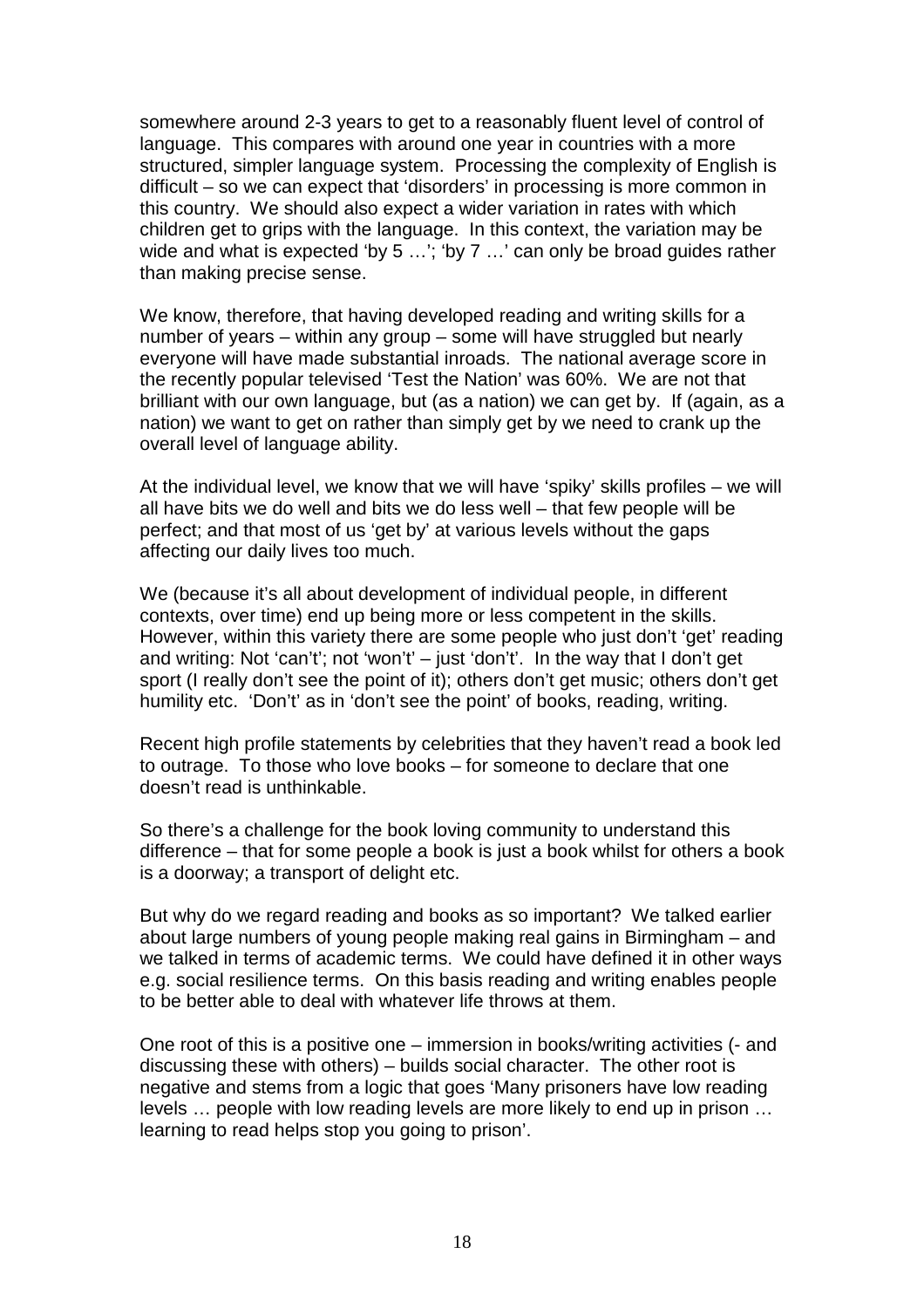somewhere around 2-3 years to get to a reasonably fluent level of control of language. This compares with around one year in countries with a more structured, simpler language system. Processing the complexity of English is difficult – so we can expect that 'disorders' in processing is more common in this country. We should also expect a wider variation in rates with which children get to grips with the language. In this context, the variation may be wide and what is expected 'by 5 …'; 'by 7 …' can only be broad guides rather than making precise sense.

We know, therefore, that having developed reading and writing skills for a number of years – within any group – some will have struggled but nearly everyone will have made substantial inroads. The national average score in the recently popular televised 'Test the Nation' was 60%. We are not that brilliant with our own language, but (as a nation) we can get by. If (again, as a nation) we want to get on rather than simply get by we need to crank up the overall level of language ability.

At the individual level, we know that we will have 'spiky' skills profiles – we will all have bits we do well and bits we do less well – that few people will be perfect; and that most of us 'get by' at various levels without the gaps affecting our daily lives too much.

We (because it's all about development of individual people, in different contexts, over time) end up being more or less competent in the skills. However, within this variety there are some people who just don't 'get' reading and writing: Not 'can't'; not 'won't' – just 'don't'. In the way that I don't get sport (I really don't see the point of it); others don't get music; others don't get humility etc. 'Don't' as in 'don't see the point' of books, reading, writing.

Recent high profile statements by celebrities that they haven't read a book led to outrage. To those who love books – for someone to declare that one doesn't read is unthinkable.

So there's a challenge for the book loving community to understand this difference – that for some people a book is just a book whilst for others a book is a doorway; a transport of delight etc.

But why do we regard reading and books as so important? We talked earlier about large numbers of young people making real gains in Birmingham – and we talked in terms of academic terms. We could have defined it in other ways e.g. social resilience terms. On this basis reading and writing enables people to be better able to deal with whatever life throws at them.

One root of this is a positive one – immersion in books/writing activities (- and discussing these with others) – builds social character. The other root is negative and stems from a logic that goes 'Many prisoners have low reading levels … people with low reading levels are more likely to end up in prison … learning to read helps stop you going to prison'.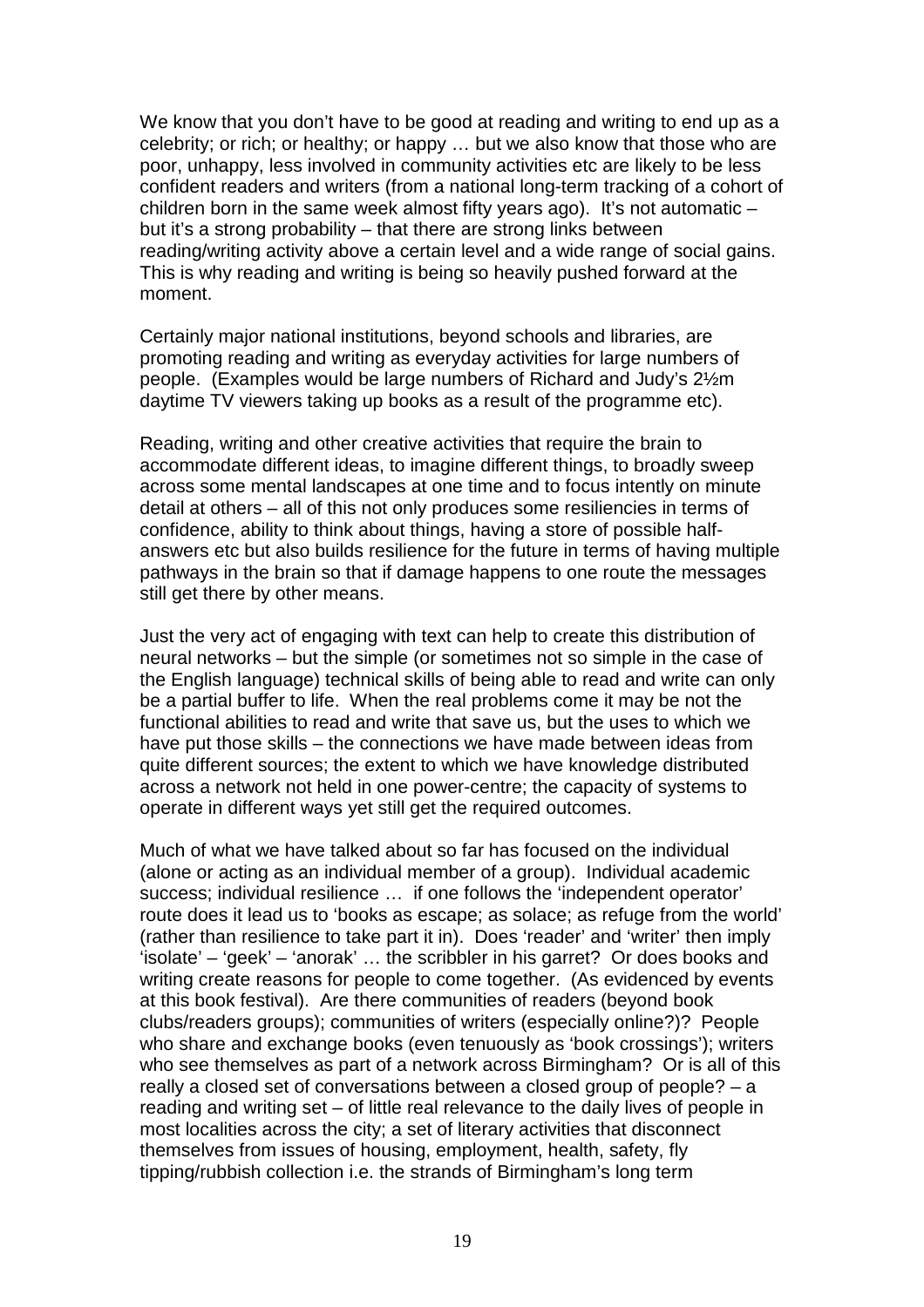We know that you don't have to be good at reading and writing to end up as a celebrity; or rich; or healthy; or happy … but we also know that those who are poor, unhappy, less involved in community activities etc are likely to be less confident readers and writers (from a national long-term tracking of a cohort of children born in the same week almost fifty years ago). It's not automatic – but it's a strong probability – that there are strong links between reading/writing activity above a certain level and a wide range of social gains. This is why reading and writing is being so heavily pushed forward at the moment.

Certainly major national institutions, beyond schools and libraries, are promoting reading and writing as everyday activities for large numbers of people. (Examples would be large numbers of Richard and Judy's 2½m daytime TV viewers taking up books as a result of the programme etc).

Reading, writing and other creative activities that require the brain to accommodate different ideas, to imagine different things, to broadly sweep across some mental landscapes at one time and to focus intently on minute detail at others – all of this not only produces some resiliencies in terms of confidence, ability to think about things, having a store of possible half-answers etc but also builds resilience for the future in terms of having multiple pathways in the brain so that if damage happens to one route the messages still get there by other means.

Just the very act of engaging with text can help to create this distribution of neural networks – but the simple (or sometimes not so simple in the case of the English language) technical skills of being able to read and write can only be a partial buffer to life. When the real problems come it may be not the functional abilities to read and write that save us, but the uses to which we have put those skills – the connections we have made between ideas from quite different sources; the extent to which we have knowledge distributed across a network not held in one power-centre; the capacity of systems to operate in different ways yet still get the required outcomes.

Much of what we have talked about so far has focused on the individual (alone or acting as an individual member of a group). Individual academic success; individual resilience … if one follows the 'independent operator' route does it lead us to 'books as escape; as solace; as refuge from the world' (rather than resilience to take part it in). Does 'reader' and 'writer' then imply 'isolate' – 'geek' – 'anorak' … the scribbler in his garret? Or does books and writing create reasons for people to come together. (As evidenced by events at this book festival). Are there communities of readers (beyond book clubs/readers groups); communities of writers (especially online?)? People who share and exchange books (even tenuously as 'book crossings'); writers who see themselves as part of a network across Birmingham? Or is all of this really a closed set of conversations between a closed group of people? – a reading and writing set – of little real relevance to the daily lives of people in most localities across the city; a set of literary activities that disconnect themselves from issues of housing, employment, health, safety, fly tipping/rubbish collection i.e. the strands of Birmingham's long term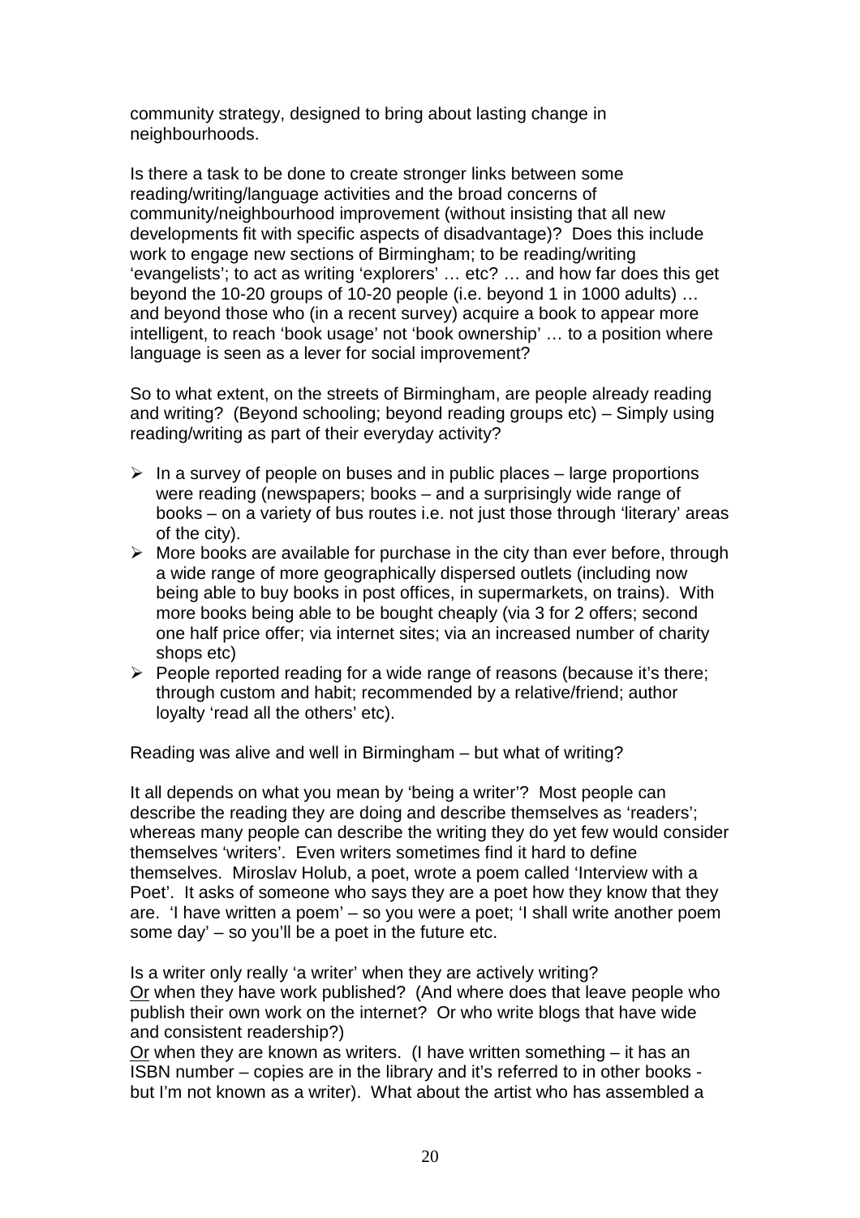community strategy, designed to bring about lasting change in neighbourhoods.

Is there a task to be done to create stronger links between some reading/writing/language activities and the broad concerns of community/neighbourhood improvement (without insisting that all new developments fit with specific aspects of disadvantage)? Does this include work to engage new sections of Birmingham; to be reading/writing 'evangelists'; to act as writing 'explorers' … etc? … and how far does this get beyond the 10-20 groups of 10-20 people (i.e. beyond 1 in 1000 adults) … and beyond those who (in a recent survey) acquire a book to appear more intelligent, to reach 'book usage' not 'book ownership' … to a position where language is seen as a lever for social improvement?

So to what extent, on the streets of Birmingham, are people already reading and writing? (Beyond schooling; beyond reading groups etc) – Simply using reading/writing as part of their everyday activity?

- In a survey of people on buses and in public places – large proportions were reading (newspapers; books – and a surprisingly wide range of books – on a variety of bus routes i.e. not just those through 'literary' areas of the city).
- More books are available for purchase in the city than ever before, through a wide range of more geographically dispersed outlets (including now being able to buy books in post offices, in supermarkets, on trains). With more books being able to be bought cheaply (via 3 for 2 offers; second one half price offer; via internet sites; via an increased number of charity shops etc)
- People reported reading for a wide range of reasons (because it's there; through custom and habit; recommended by a relative/friend; author loyalty 'read all the others' etc).

Reading was alive and well in Birmingham – but what of writing?

It all depends on what you mean by 'being a writer'? Most people can describe the reading they are doing and describe themselves as 'readers'; whereas many people can describe the writing they do yet few would consider themselves 'writers'. Even writers sometimes find it hard to define themselves. Miroslav Holub, a poet, wrote a poem called 'Interview with a Poet'. It asks of someone who says they are a poet how they know that they are. 'I have written a poem' – so you were a poet; 'I shall write another poem some day' – so you'll be a poet in the future etc.

Is a writer only really 'a writer' when they are actively writing?
Or when they have work published? (And where does that leave people who publish their own work on the internet? Or who write blogs that have wide and consistent readership?)
Or when they are known as writers. (I have written something – it has an ISBN number – copies are in the library and it's referred to in other books - but I'm not known as a writer). What about the artist who has assembled a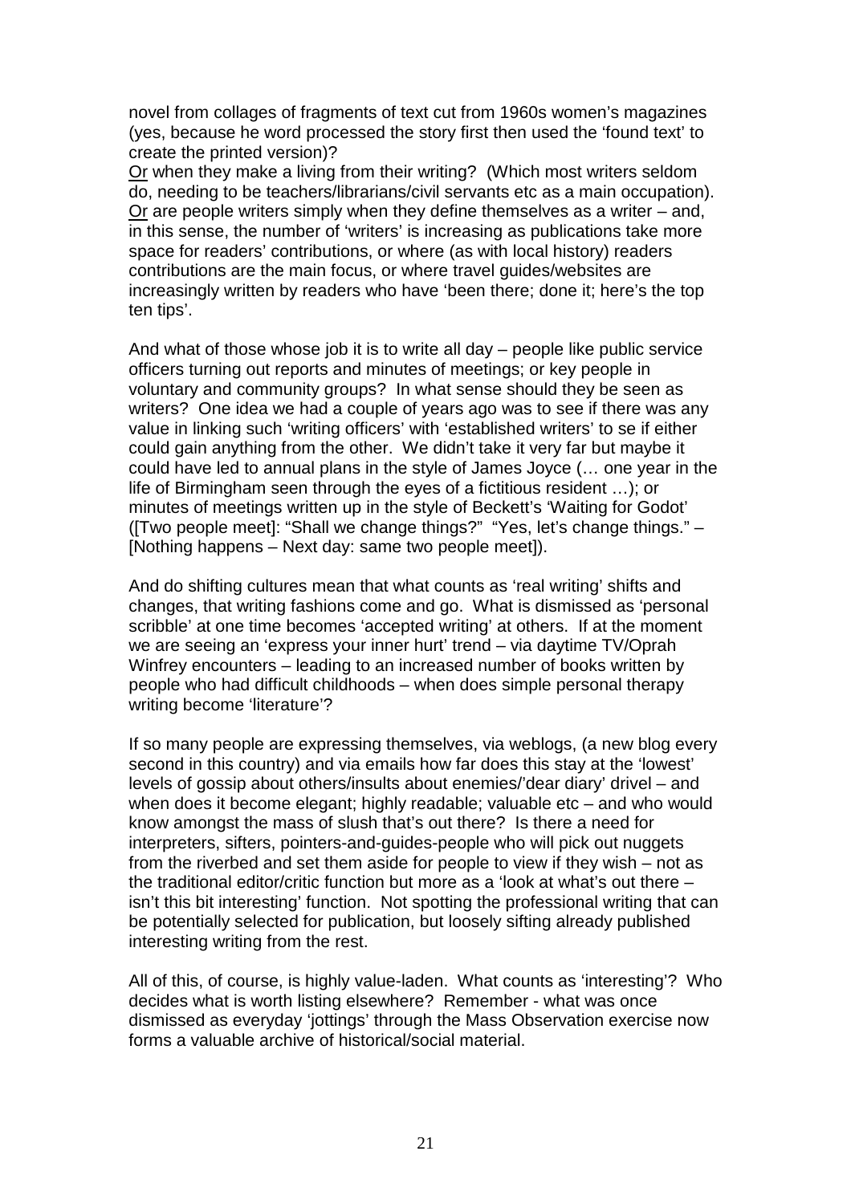novel from collages of fragments of text cut from 1960s women's magazines (yes, because he word processed the story first then used the 'found text' to create the printed version)?

<u>Or</u> when they make a living from their writing? (Which most writers seldom do, needing to be teachers/librarians/civil servants etc as a main occupation). <u>Or</u> are people writers simply when they define themselves as a writer – and, in this sense, the number of 'writers' is increasing as publications take more space for readers' contributions, or where (as with local history) readers contributions are the main focus, or where travel guides/websites are increasingly written by readers who have 'been there; done it; here's the top ten tips'.

And what of those whose job it is to write all day – people like public service officers turning out reports and minutes of meetings; or key people in voluntary and community groups? In what sense should they be seen as writers? One idea we had a couple of years ago was to see if there was any value in linking such 'writing officers' with 'established writers' to se if either could gain anything from the other. We didn't take it very far but maybe it could have led to annual plans in the style of James Joyce (… one year in the life of Birmingham seen through the eyes of a fictitious resident …); or minutes of meetings written up in the style of Beckett's 'Waiting for Godot' ([Two people meet]: "Shall we change things?" "Yes, let's change things." – [Nothing happens – Next day: same two people meet]).

And do shifting cultures mean that what counts as 'real writing' shifts and changes, that writing fashions come and go. What is dismissed as 'personal scribble' at one time becomes 'accepted writing' at others. If at the moment we are seeing an 'express your inner hurt' trend – via daytime TV/Oprah Winfrey encounters – leading to an increased number of books written by people who had difficult childhoods – when does simple personal therapy writing become 'literature'?

If so many people are expressing themselves, via weblogs, (a new blog every second in this country) and via emails how far does this stay at the 'lowest' levels of gossip about others/insults about enemies/'dear diary' drivel – and when does it become elegant; highly readable; valuable etc – and who would know amongst the mass of slush that's out there? Is there a need for interpreters, sifters, pointers-and-guides-people who will pick out nuggets from the riverbed and set them aside for people to view if they wish – not as the traditional editor/critic function but more as a 'look at what's out there – isn't this bit interesting' function. Not spotting the professional writing that can be potentially selected for publication, but loosely sifting already published interesting writing from the rest.

All of this, of course, is highly value-laden. What counts as 'interesting'? Who decides what is worth listing elsewhere? Remember - what was once dismissed as everyday 'jottings' through the Mass Observation exercise now forms a valuable archive of historical/social material.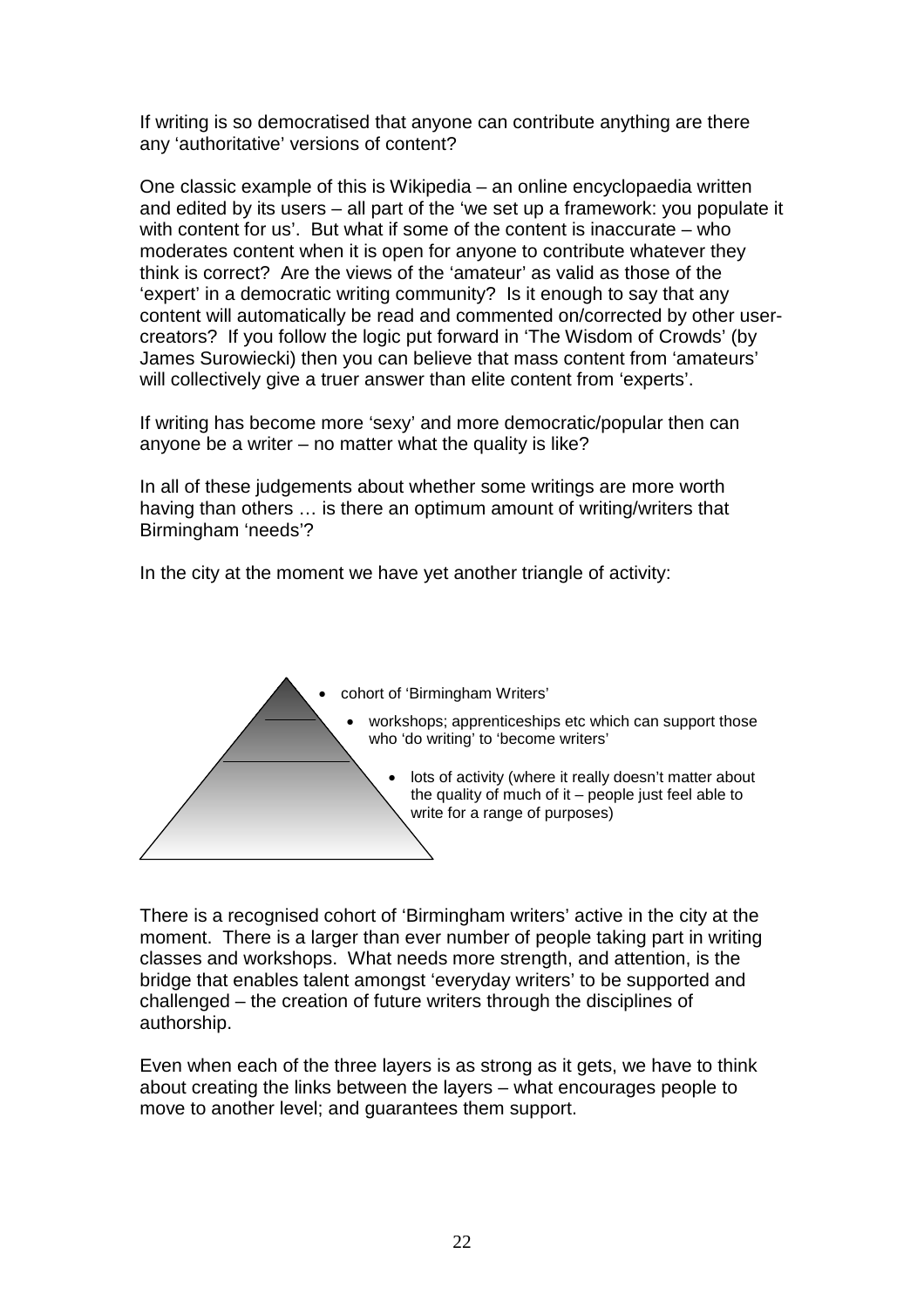If writing is so democratised that anyone can contribute anything are there any 'authoritative' versions of content?

One classic example of this is Wikipedia – an online encyclopaedia written and edited by its users – all part of the 'we set up a framework: you populate it with content for us'. But what if some of the content is inaccurate – who moderates content when it is open for anyone to contribute whatever they think is correct? Are the views of the 'amateur' as valid as those of the 'expert' in a democratic writing community? Is it enough to say that any content will automatically be read and commented on/corrected by other user-creators? If you follow the logic put forward in 'The Wisdom of Crowds' (by James Surowiecki) then you can believe that mass content from 'amateurs' will collectively give a truer answer than elite content from 'experts'.

If writing has become more 'sexy' and more democratic/popular then can anyone be a writer – no matter what the quality is like?

In all of these judgements about whether some writings are more worth having than others … is there an optimum amount of writing/writers that Birmingham 'needs'?

In the city at the moment we have yet another triangle of activity:

- cohort of 'Birmingham Writers'
- workshops; apprenticeships etc which can support those who 'do writing' to 'become writers'
- lots of activity (where it really doesn't matter about the quality of much of it – people just feel able to write for a range of purposes)

There is a recognised cohort of 'Birmingham writers' active in the city at the moment. There is a larger than ever number of people taking part in writing classes and workshops. What needs more strength, and attention, is the bridge that enables talent amongst 'everyday writers' to be supported and challenged – the creation of future writers through the disciplines of authorship.

Even when each of the three layers is as strong as it gets, we have to think about creating the links between the layers – what encourages people to move to another level; and guarantees them support.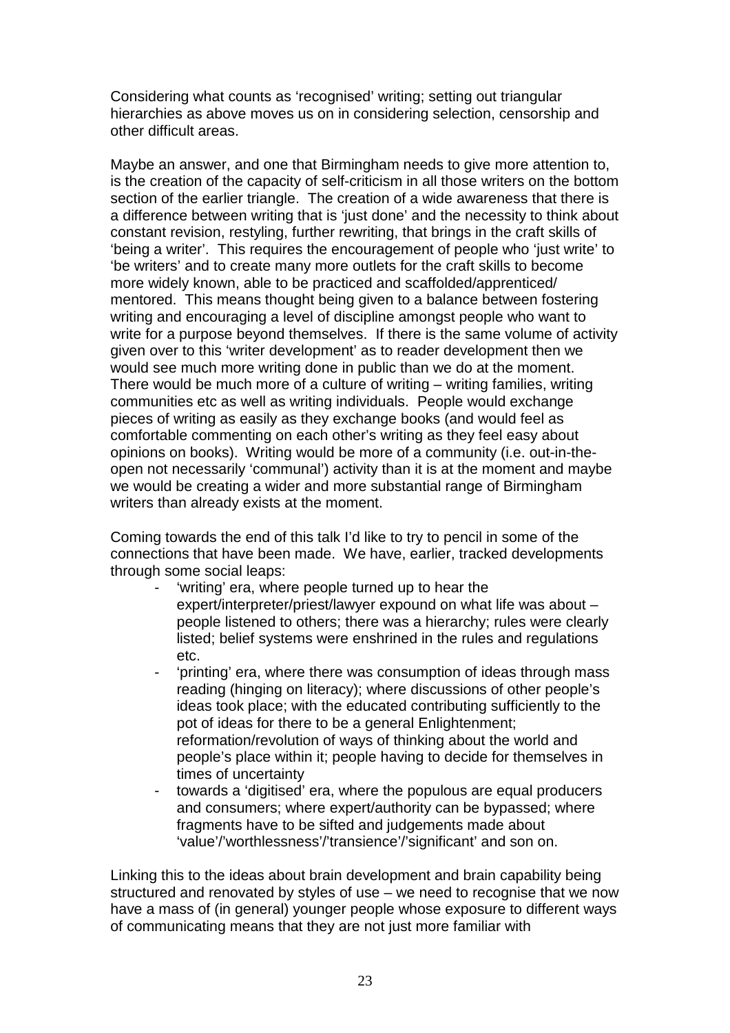Considering what counts as 'recognised' writing; setting out triangular hierarchies as above moves us on in considering selection, censorship and other difficult areas.

Maybe an answer, and one that Birmingham needs to give more attention to, is the creation of the capacity of self-criticism in all those writers on the bottom section of the earlier triangle. The creation of a wide awareness that there is a difference between writing that is 'just done' and the necessity to think about constant revision, restyling, further rewriting, that brings in the craft skills of 'being a writer'. This requires the encouragement of people who 'just write' to 'be writers' and to create many more outlets for the craft skills to become more widely known, able to be practiced and scaffolded/apprenticed/ mentored. This means thought being given to a balance between fostering writing and encouraging a level of discipline amongst people who want to write for a purpose beyond themselves. If there is the same volume of activity given over to this 'writer development' as to reader development then we would see much more writing done in public than we do at the moment. There would be much more of a culture of writing – writing families, writing communities etc as well as writing individuals. People would exchange pieces of writing as easily as they exchange books (and would feel as comfortable commenting on each other's writing as they feel easy about opinions on books). Writing would be more of a community (i.e. out-in-the-open not necessarily 'communal') activity than it is at the moment and maybe we would be creating a wider and more substantial range of Birmingham writers than already exists at the moment.

Coming towards the end of this talk I'd like to try to pencil in some of the connections that have been made. We have, earlier, tracked developments through some social leaps:

- 'writing' era, where people turned up to hear the expert/interpreter/priest/lawyer expound on what life was about – people listened to others; there was a hierarchy; rules were clearly listed; belief systems were enshrined in the rules and regulations etc.
- 'printing' era, where there was consumption of ideas through mass reading (hinging on literacy); where discussions of other people's ideas took place; with the educated contributing sufficiently to the pot of ideas for there to be a general Enlightenment; reformation/revolution of ways of thinking about the world and people's place within it; people having to decide for themselves in times of uncertainty
- towards a 'digitised' era, where the populous are equal producers and consumers; where expert/authority can be bypassed; where fragments have to be sifted and judgements made about 'value'/'worthlessness'/'transience'/'significant' and son on.

Linking this to the ideas about brain development and brain capability being structured and renovated by styles of use – we need to recognise that we now have a mass of (in general) younger people whose exposure to different ways of communicating means that they are not just more familiar with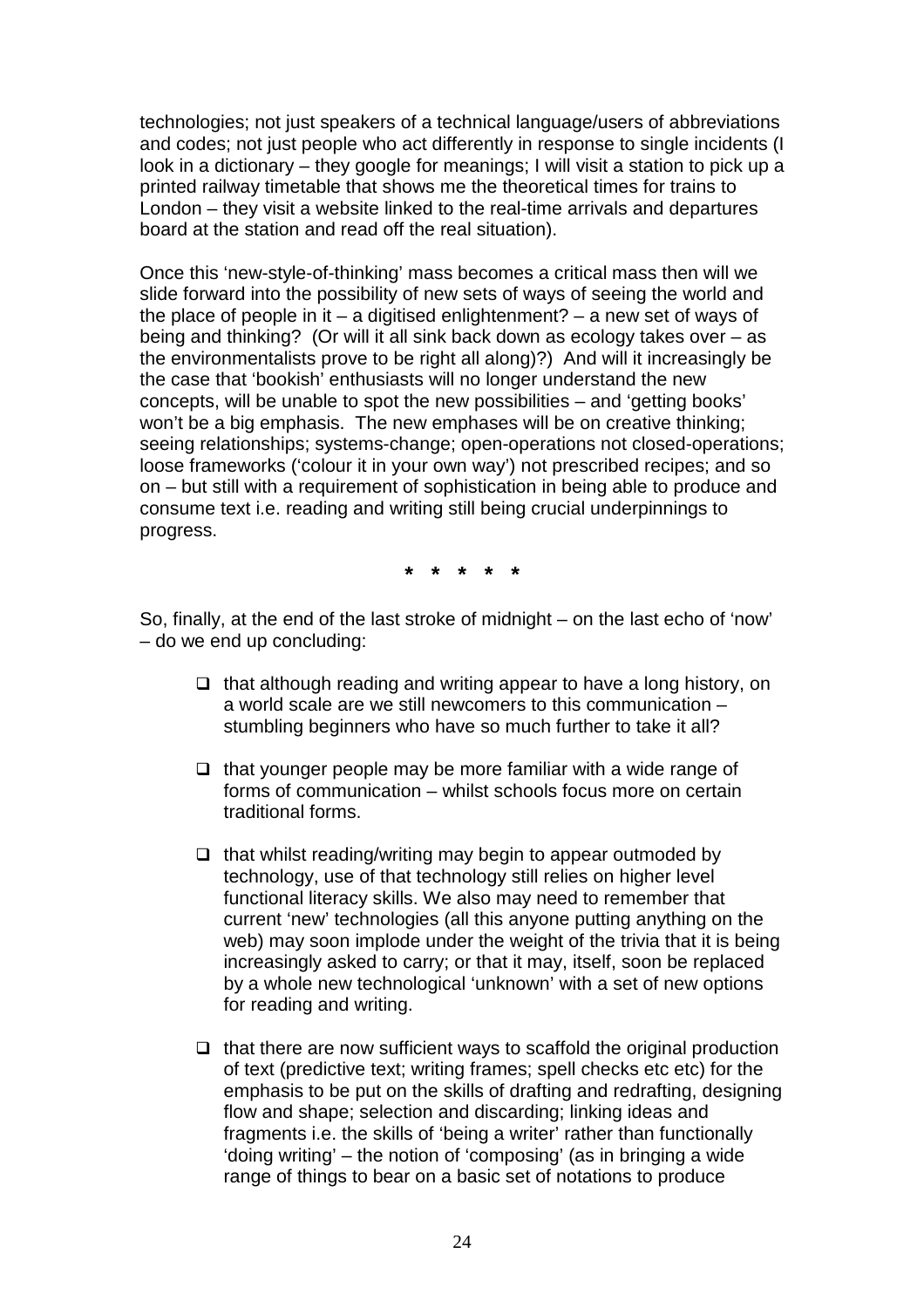technologies; not just speakers of a technical language/users of abbreviations and codes; not just people who act differently in response to single incidents (I look in a dictionary – they google for meanings; I will visit a station to pick up a printed railway timetable that shows me the theoretical times for trains to London – they visit a website linked to the real-time arrivals and departures board at the station and read off the real situation).

Once this 'new-style-of-thinking' mass becomes a critical mass then will we slide forward into the possibility of new sets of ways of seeing the world and the place of people in it – a digitised enlightenment? – a new set of ways of being and thinking? (Or will it all sink back down as ecology takes over – as the environmentalists prove to be right all along)?) And will it increasingly be the case that 'bookish' enthusiasts will no longer understand the new concepts, will be unable to spot the new possibilities – and 'getting books' won't be a big emphasis. The new emphases will be on creative thinking; seeing relationships; systems-change; open-operations not closed-operations; loose frameworks ('colour it in your own way') not prescribed recipes; and so on – but still with a requirement of sophistication in being able to produce and consume text i.e. reading and writing still being crucial underpinnings to progress.

**\* \* \* \* \***

So, finally, at the end of the last stroke of midnight – on the last echo of 'now' – do we end up concluding:

- that although reading and writing appear to have a long history, on a world scale are we still newcomers to this communication – stumbling beginners who have so much further to take it all?

- that younger people may be more familiar with a wide range of forms of communication – whilst schools focus more on certain traditional forms.

- that whilst reading/writing may begin to appear outmoded by technology, use of that technology still relies on higher level functional literacy skills. We also may need to remember that current 'new' technologies (all this anyone putting anything on the web) may soon implode under the weight of the trivia that it is being increasingly asked to carry; or that it may, itself, soon be replaced by a whole new technological 'unknown' with a set of new options for reading and writing.

- that there are now sufficient ways to scaffold the original production of text (predictive text; writing frames; spell checks etc etc) for the emphasis to be put on the skills of drafting and redrafting, designing flow and shape; selection and discarding; linking ideas and fragments i.e. the skills of 'being a writer' rather than functionally 'doing writing' – the notion of 'composing' (as in bringing a wide range of things to bear on a basic set of notations to produce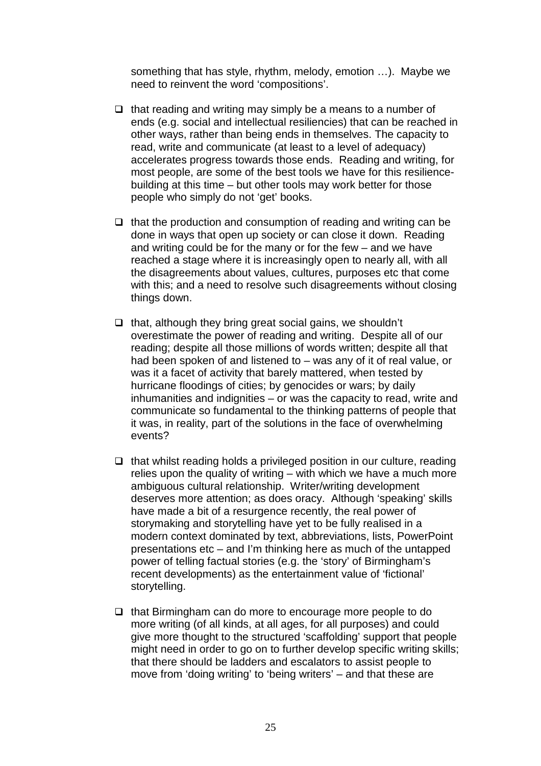something that has style, rhythm, melody, emotion …). Maybe we need to reinvent the word 'compositions'.

- that reading and writing may simply be a means to a number of ends (e.g. social and intellectual resiliencies) that can be reached in other ways, rather than being ends in themselves. The capacity to read, write and communicate (at least to a level of adequacy) accelerates progress towards those ends. Reading and writing, for most people, are some of the best tools we have for this resilience-building at this time – but other tools may work better for those people who simply do not 'get' books.

- that the production and consumption of reading and writing can be done in ways that open up society or can close it down. Reading and writing could be for the many or for the few – and we have reached a stage where it is increasingly open to nearly all, with all the disagreements about values, cultures, purposes etc that come with this; and a need to resolve such disagreements without closing things down.

- that, although they bring great social gains, we shouldn't overestimate the power of reading and writing. Despite all of our reading; despite all those millions of words written; despite all that had been spoken of and listened to – was any of it of real value, or was it a facet of activity that barely mattered, when tested by hurricane floodings of cities; by genocides or wars; by daily inhumanities and indignities – or was the capacity to read, write and communicate so fundamental to the thinking patterns of people that it was, in reality, part of the solutions in the face of overwhelming events?

- that whilst reading holds a privileged position in our culture, reading relies upon the quality of writing – with which we have a much more ambiguous cultural relationship. Writer/writing development deserves more attention; as does oracy. Although 'speaking' skills have made a bit of a resurgence recently, the real power of storymaking and storytelling have yet to be fully realised in a modern context dominated by text, abbreviations, lists, PowerPoint presentations etc – and I'm thinking here as much of the untapped power of telling factual stories (e.g. the 'story' of Birmingham's recent developments) as the entertainment value of 'fictional' storytelling.

- that Birmingham can do more to encourage more people to do more writing (of all kinds, at all ages, for all purposes) and could give more thought to the structured 'scaffolding' support that people might need in order to go on to further develop specific writing skills; that there should be ladders and escalators to assist people to move from 'doing writing' to 'being writers' – and that these are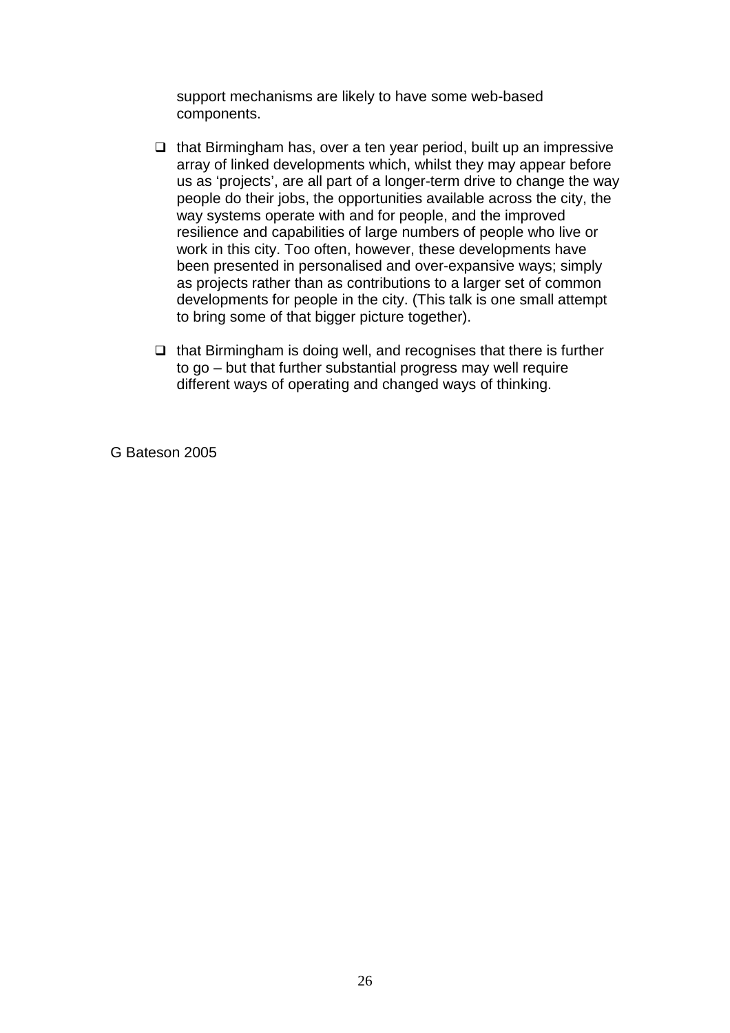support mechanisms are likely to have some web-based components.

- that Birmingham has, over a ten year period, built up an impressive array of linked developments which, whilst they may appear before us as 'projects', are all part of a longer-term drive to change the way people do their jobs, the opportunities available across the city, the way systems operate with and for people, and the improved resilience and capabilities of large numbers of people who live or work in this city. Too often, however, these developments have been presented in personalised and over-expansive ways; simply as projects rather than as contributions to a larger set of common developments for people in the city. (This talk is one small attempt to bring some of that bigger picture together).

- that Birmingham is doing well, and recognises that there is further to go – but that further substantial progress may well require different ways of operating and changed ways of thinking.

G Bateson 2005